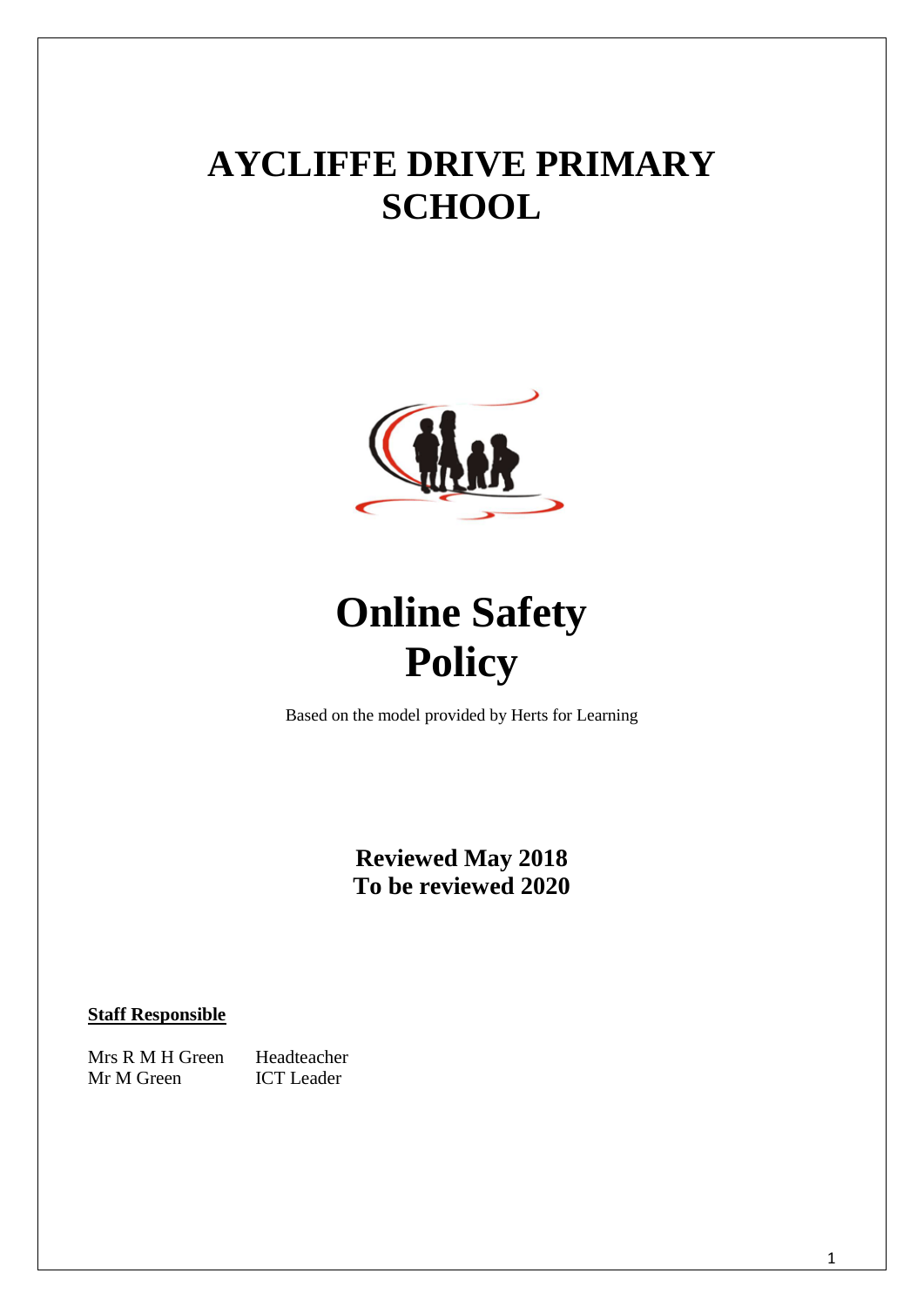# AYCLIFFE DRIVE PRIMARY SCHOOL

# Online Safety Policy

Based on the model provided by Herts for Learning

**Reviewed May 2018**
**To be reviewed 2020**

**Staff Responsible**

| | |
|---|---|
| Mrs R M H Green | Headteacher |
| Mr M Green | ICT Leader |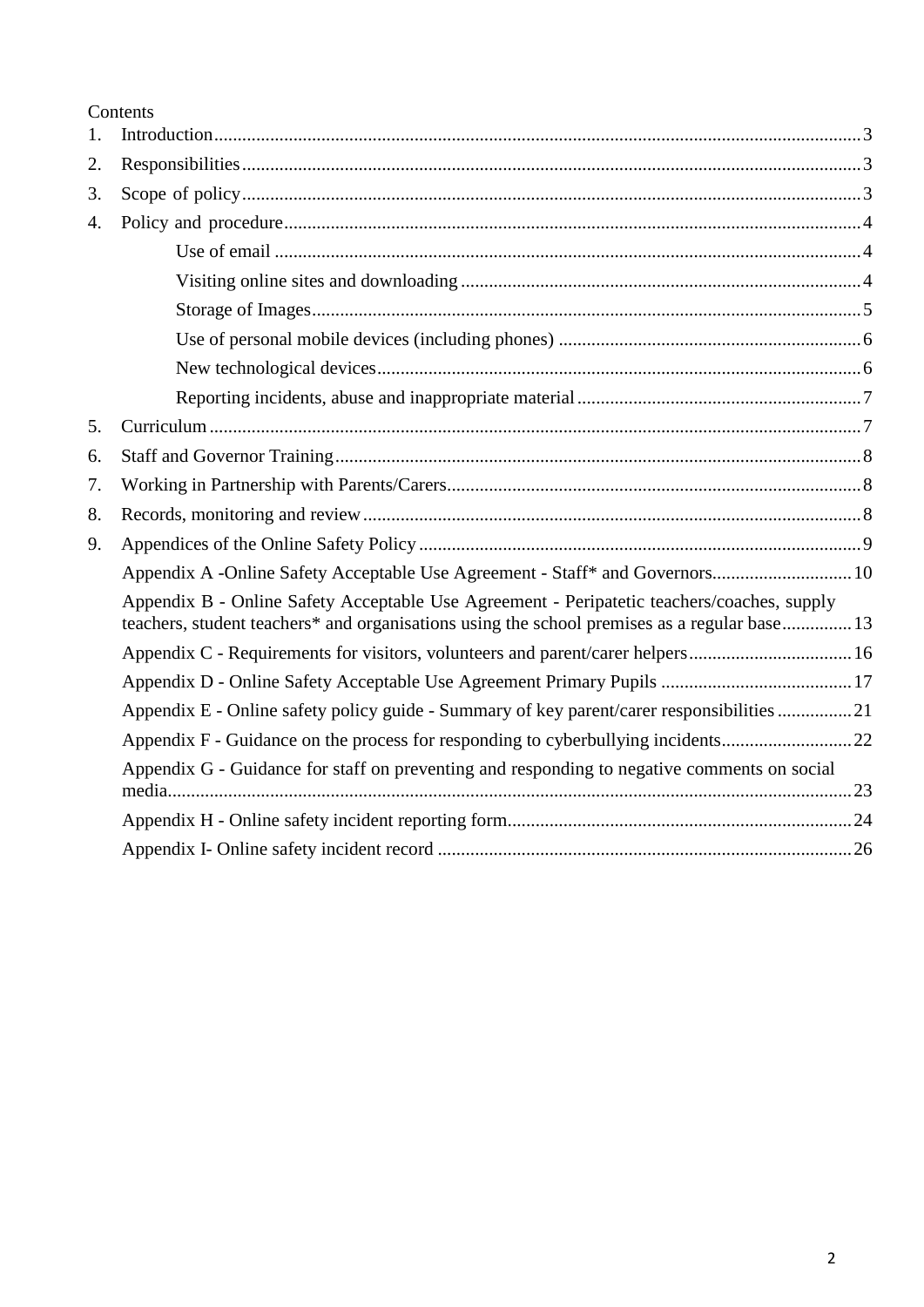Contents

1. Introduction ... 3
2. Responsibilities ... 3
3. Scope of policy ... 3
4. Policy and procedure ... 4
    - Use of email ... 4
    - Visiting online sites and downloading ... 4
    - Storage of Images ... 5
    - Use of personal mobile devices (including phones) ... 6
    - New technological devices ... 6
    - Reporting incidents, abuse and inappropriate material ... 7
5. Curriculum ... 7
6. Staff and Governor Training ... 8
7. Working in Partnership with Parents/Carers ... 8
8. Records, monitoring and review ... 8
9. Appendices of the Online Safety Policy ... 9
    - Appendix A -Online Safety Acceptable Use Agreement - Staff* and Governors ... 10
    - Appendix B - Online Safety Acceptable Use Agreement - Peripatetic teachers/coaches, supply teachers, student teachers* and organisations using the school premises as a regular base ... 13
    - Appendix C - Requirements for visitors, volunteers and parent/carer helpers ... 16
    - Appendix D - Online Safety Acceptable Use Agreement Primary Pupils ... 17
    - Appendix E - Online safety policy guide - Summary of key parent/carer responsibilities ... 21
    - Appendix F - Guidance on the process for responding to cyberbullying incidents ... 22
    - Appendix G - Guidance for staff on preventing and responding to negative comments on social media ... 23
    - Appendix H - Online safety incident reporting form ... 24
    - Appendix I- Online safety incident record ... 26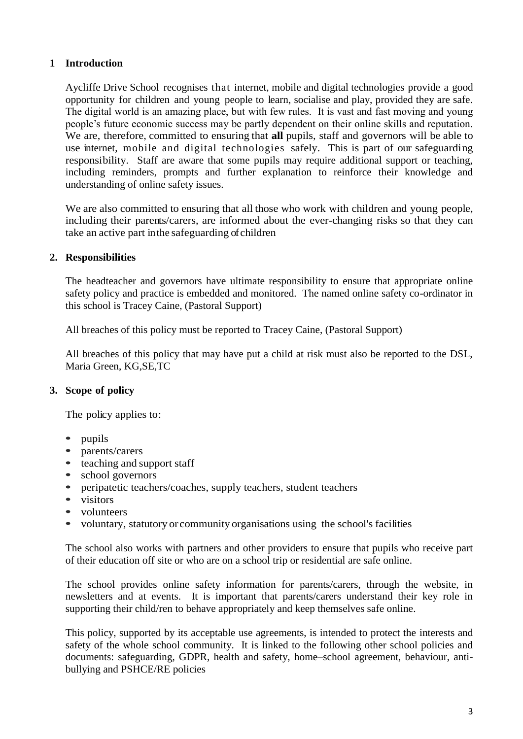## 1 Introduction

Aycliffe Drive School recognises that internet, mobile and digital technologies provide a good opportunity for children and young people to learn, socialise and play, provided they are safe. The digital world is an amazing place, but with few rules. It is vast and fast moving and young people's future economic success may be partly dependent on their online skills and reputation. We are, therefore, committed to ensuring that **all** pupils, staff and governors will be able to use internet, mobile and digital technologies safely. This is part of our safeguarding responsibility. Staff are aware that some pupils may require additional support or teaching, including reminders, prompts and further explanation to reinforce their knowledge and understanding of online safety issues.

We are also committed to ensuring that all those who work with children and young people, including their parents/carers, are informed about the ever-changing risks so that they can take an active part in the safeguarding of children

## 2. Responsibilities

The headteacher and governors have ultimate responsibility to ensure that appropriate online safety policy and practice is embedded and monitored. The named online safety co-ordinator in this school is Tracey Caine, (Pastoral Support)

All breaches of this policy must be reported to Tracey Caine, (Pastoral Support)

All breaches of this policy that may have put a child at risk must also be reported to the DSL, Maria Green, KG,SE,TC

## 3. Scope of policy

The policy applies to:

- pupils
- parents/carers
- teaching and support staff
- school governors
- peripatetic teachers/coaches, supply teachers, student teachers
- visitors
- volunteers
- voluntary, statutory or community organisations using the school's facilities

The school also works with partners and other providers to ensure that pupils who receive part of their education off site or who are on a school trip or residential are safe online.

The school provides online safety information for parents/carers, through the website, in newsletters and at events. It is important that parents/carers understand their key role in supporting their child/ren to behave appropriately and keep themselves safe online.

This policy, supported by its acceptable use agreements, is intended to protect the interests and safety of the whole school community. It is linked to the following other school policies and documents: safeguarding, GDPR, health and safety, home–school agreement, behaviour, anti-bullying and PSHCE/RE policies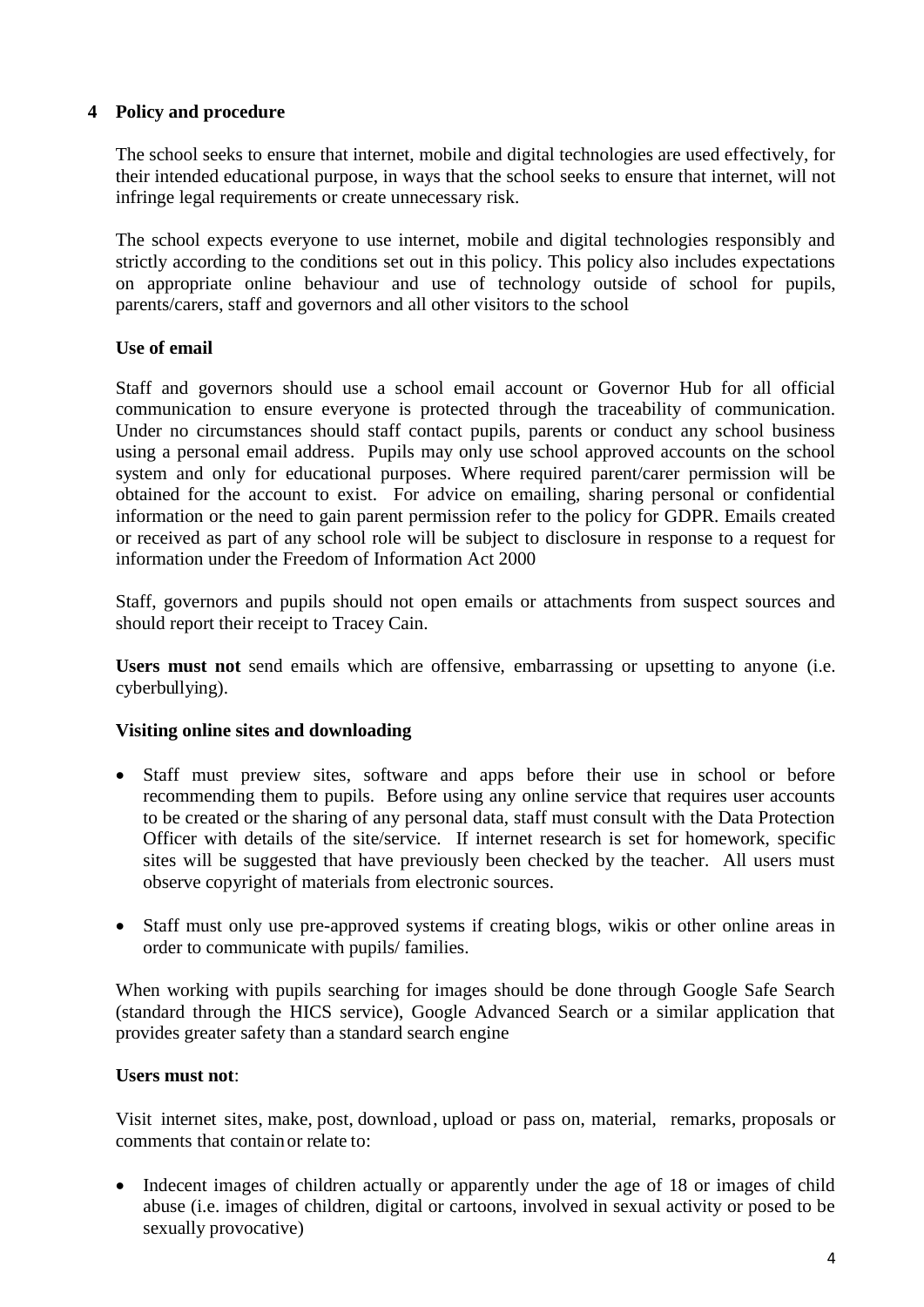## 4 Policy and procedure

The school seeks to ensure that internet, mobile and digital technologies are used effectively, for their intended educational purpose, in ways that the school seeks to ensure that internet, will not infringe legal requirements or create unnecessary risk.

The school expects everyone to use internet, mobile and digital technologies responsibly and strictly according to the conditions set out in this policy. This policy also includes expectations on appropriate online behaviour and use of technology outside of school for pupils, parents/carers, staff and governors and all other visitors to the school

### Use of email

Staff and governors should use a school email account or Governor Hub for all official communication to ensure everyone is protected through the traceability of communication. Under no circumstances should staff contact pupils, parents or conduct any school business using a personal email address. Pupils may only use school approved accounts on the school system and only for educational purposes. Where required parent/carer permission will be obtained for the account to exist. For advice on emailing, sharing personal or confidential information or the need to gain parent permission refer to the policy for GDPR. Emails created or received as part of any school role will be subject to disclosure in response to a request for information under the Freedom of Information Act 2000

Staff, governors and pupils should not open emails or attachments from suspect sources and should report their receipt to Tracey Cain.

**Users must not** send emails which are offensive, embarrassing or upsetting to anyone (i.e. cyberbullying).

### Visiting online sites and downloading

- Staff must preview sites, software and apps before their use in school or before recommending them to pupils. Before using any online service that requires user accounts to be created or the sharing of any personal data, staff must consult with the Data Protection Officer with details of the site/service. If internet research is set for homework, specific sites will be suggested that have previously been checked by the teacher. All users must observe copyright of materials from electronic sources.
- Staff must only use pre-approved systems if creating blogs, wikis or other online areas in order to communicate with pupils/ families.

When working with pupils searching for images should be done through Google Safe Search (standard through the HICS service), Google Advanced Search or a similar application that provides greater safety than a standard search engine

**Users must not**:

Visit internet sites, make, post, download, upload or pass on, material, remarks, proposals or comments that contain or relate to:

- Indecent images of children actually or apparently under the age of 18 or images of child abuse (i.e. images of children, digital or cartoons, involved in sexual activity or posed to be sexually provocative)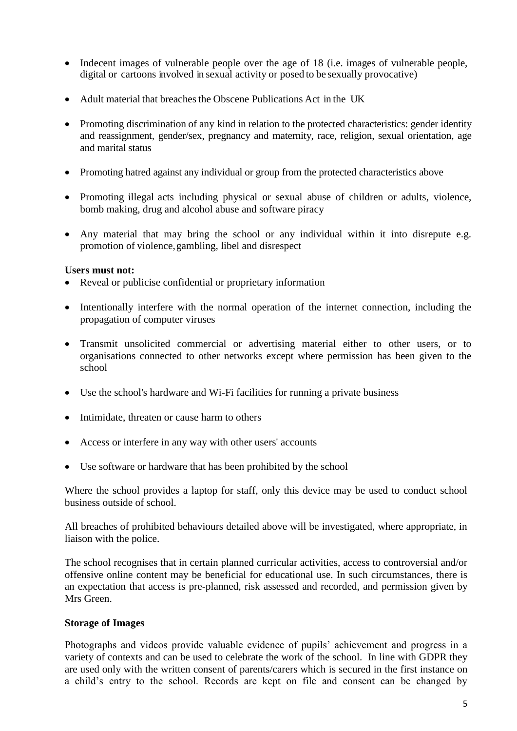- Indecent images of vulnerable people over the age of 18 (i.e. images of vulnerable people, digital or cartoons involved in sexual activity or posed to be sexually provocative)
- Adult material that breaches the Obscene Publications Act in the UK
- Promoting discrimination of any kind in relation to the protected characteristics: gender identity and reassignment, gender/sex, pregnancy and maternity, race, religion, sexual orientation, age and marital status
- Promoting hatred against any individual or group from the protected characteristics above
- Promoting illegal acts including physical or sexual abuse of children or adults, violence, bomb making, drug and alcohol abuse and software piracy
- Any material that may bring the school or any individual within it into disrepute e.g. promotion of violence, gambling, libel and disrespect

**Users must not:**

- Reveal or publicise confidential or proprietary information
- Intentionally interfere with the normal operation of the internet connection, including the propagation of computer viruses
- Transmit unsolicited commercial or advertising material either to other users, or to organisations connected to other networks except where permission has been given to the school
- Use the school's hardware and Wi-Fi facilities for running a private business
- Intimidate, threaten or cause harm to others
- Access or interfere in any way with other users' accounts
- Use software or hardware that has been prohibited by the school

Where the school provides a laptop for staff, only this device may be used to conduct school business outside of school.

All breaches of prohibited behaviours detailed above will be investigated, where appropriate, in liaison with the police.

The school recognises that in certain planned curricular activities, access to controversial and/or offensive online content may be beneficial for educational use. In such circumstances, there is an expectation that access is pre-planned, risk assessed and recorded, and permission given by Mrs Green.

**Storage of Images**

Photographs and videos provide valuable evidence of pupils' achievement and progress in a variety of contexts and can be used to celebrate the work of the school. In line with GDPR they are used only with the written consent of parents/carers which is secured in the first instance on a child's entry to the school. Records are kept on file and consent can be changed by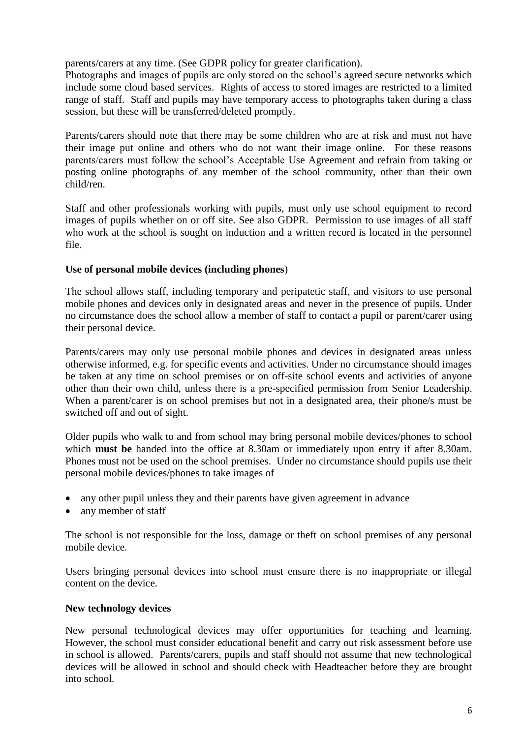parents/carers at any time. (See GDPR policy for greater clarification).
Photographs and images of pupils are only stored on the school's agreed secure networks which include some cloud based services. Rights of access to stored images are restricted to a limited range of staff. Staff and pupils may have temporary access to photographs taken during a class session, but these will be transferred/deleted promptly.

Parents/carers should note that there may be some children who are at risk and must not have their image put online and others who do not want their image online. For these reasons parents/carers must follow the school's Acceptable Use Agreement and refrain from taking or posting online photographs of any member of the school community, other than their own child/ren.

Staff and other professionals working with pupils, must only use school equipment to record images of pupils whether on or off site. See also GDPR. Permission to use images of all staff who work at the school is sought on induction and a written record is located in the personnel file.

**Use of personal mobile devices (including phones**)

The school allows staff, including temporary and peripatetic staff, and visitors to use personal mobile phones and devices only in designated areas and never in the presence of pupils. Under no circumstance does the school allow a member of staff to contact a pupil or parent/carer using their personal device.

Parents/carers may only use personal mobile phones and devices in designated areas unless otherwise informed, e.g. for specific events and activities. Under no circumstance should images be taken at any time on school premises or on off-site school events and activities of anyone other than their own child, unless there is a pre-specified permission from Senior Leadership. When a parent/carer is on school premises but not in a designated area, their phone/s must be switched off and out of sight.

Older pupils who walk to and from school may bring personal mobile devices/phones to school which **must be** handed into the office at 8.30am or immediately upon entry if after 8.30am. Phones must not be used on the school premises. Under no circumstance should pupils use their personal mobile devices/phones to take images of

- any other pupil unless they and their parents have given agreement in advance
- any member of staff

The school is not responsible for the loss, damage or theft on school premises of any personal mobile device.

Users bringing personal devices into school must ensure there is no inappropriate or illegal content on the device.

**New technology devices**

New personal technological devices may offer opportunities for teaching and learning. However, the school must consider educational benefit and carry out risk assessment before use in school is allowed. Parents/carers, pupils and staff should not assume that new technological devices will be allowed in school and should check with Headteacher before they are brought into school.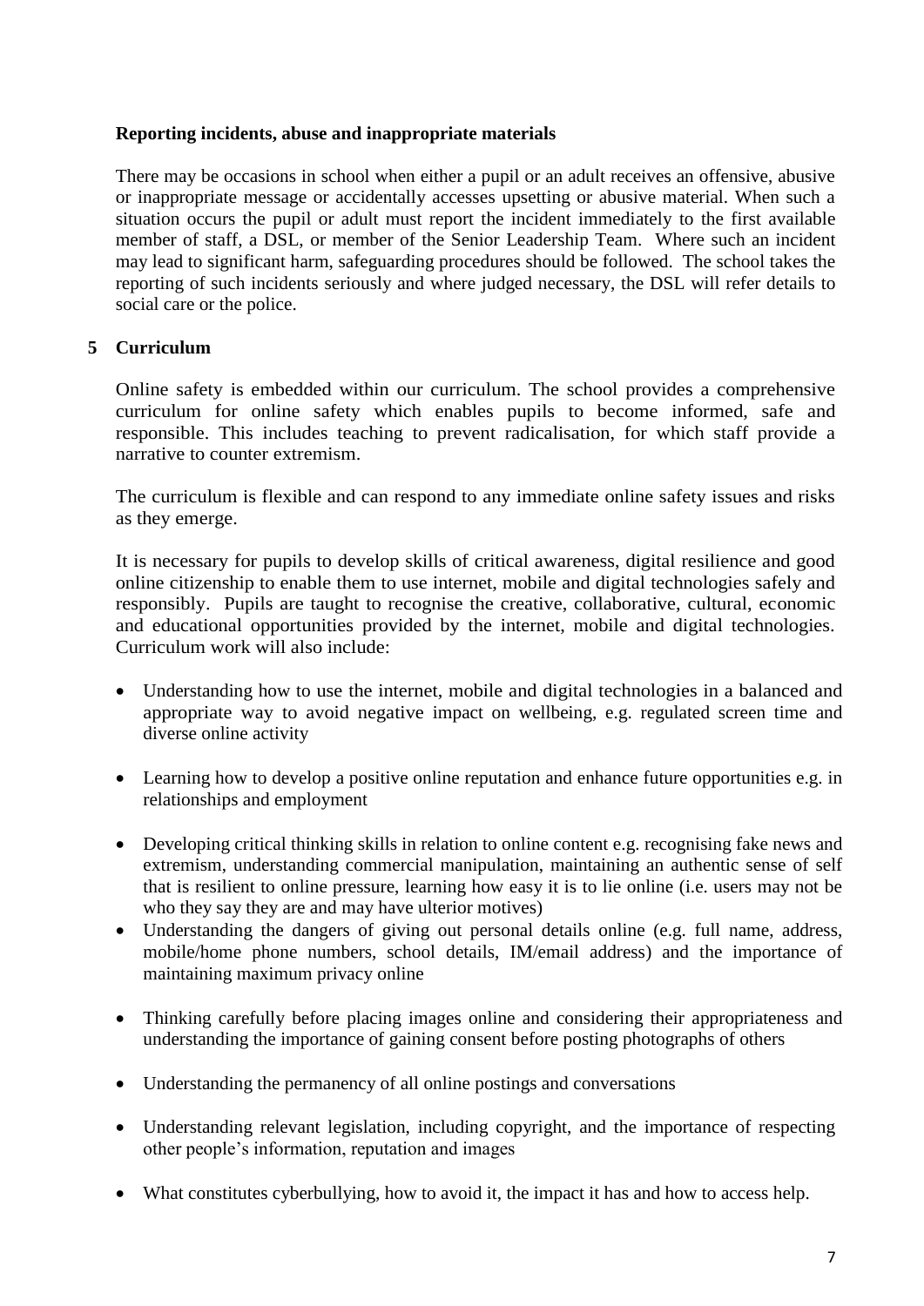**Reporting incidents, abuse and inappropriate materials**

There may be occasions in school when either a pupil or an adult receives an offensive, abusive or inappropriate message or accidentally accesses upsetting or abusive material. When such a situation occurs the pupil or adult must report the incident immediately to the first available member of staff, a DSL, or member of the Senior Leadership Team. Where such an incident may lead to significant harm, safeguarding procedures should be followed. The school takes the reporting of such incidents seriously and where judged necessary, the DSL will refer details to social care or the police.

## 5 Curriculum

Online safety is embedded within our curriculum. The school provides a comprehensive curriculum for online safety which enables pupils to become informed, safe and responsible. This includes teaching to prevent radicalisation, for which staff provide a narrative to counter extremism.

The curriculum is flexible and can respond to any immediate online safety issues and risks as they emerge.

It is necessary for pupils to develop skills of critical awareness, digital resilience and good online citizenship to enable them to use internet, mobile and digital technologies safely and responsibly. Pupils are taught to recognise the creative, collaborative, cultural, economic and educational opportunities provided by the internet, mobile and digital technologies. Curriculum work will also include:

- Understanding how to use the internet, mobile and digital technologies in a balanced and appropriate way to avoid negative impact on wellbeing, e.g. regulated screen time and diverse online activity
- Learning how to develop a positive online reputation and enhance future opportunities e.g. in relationships and employment
- Developing critical thinking skills in relation to online content e.g. recognising fake news and extremism, understanding commercial manipulation, maintaining an authentic sense of self that is resilient to online pressure, learning how easy it is to lie online (i.e. users may not be who they say they are and may have ulterior motives)
- Understanding the dangers of giving out personal details online (e.g. full name, address, mobile/home phone numbers, school details, IM/email address) and the importance of maintaining maximum privacy online
- Thinking carefully before placing images online and considering their appropriateness and understanding the importance of gaining consent before posting photographs of others
- Understanding the permanency of all online postings and conversations
- Understanding relevant legislation, including copyright, and the importance of respecting other people's information, reputation and images
- What constitutes cyberbullying, how to avoid it, the impact it has and how to access help.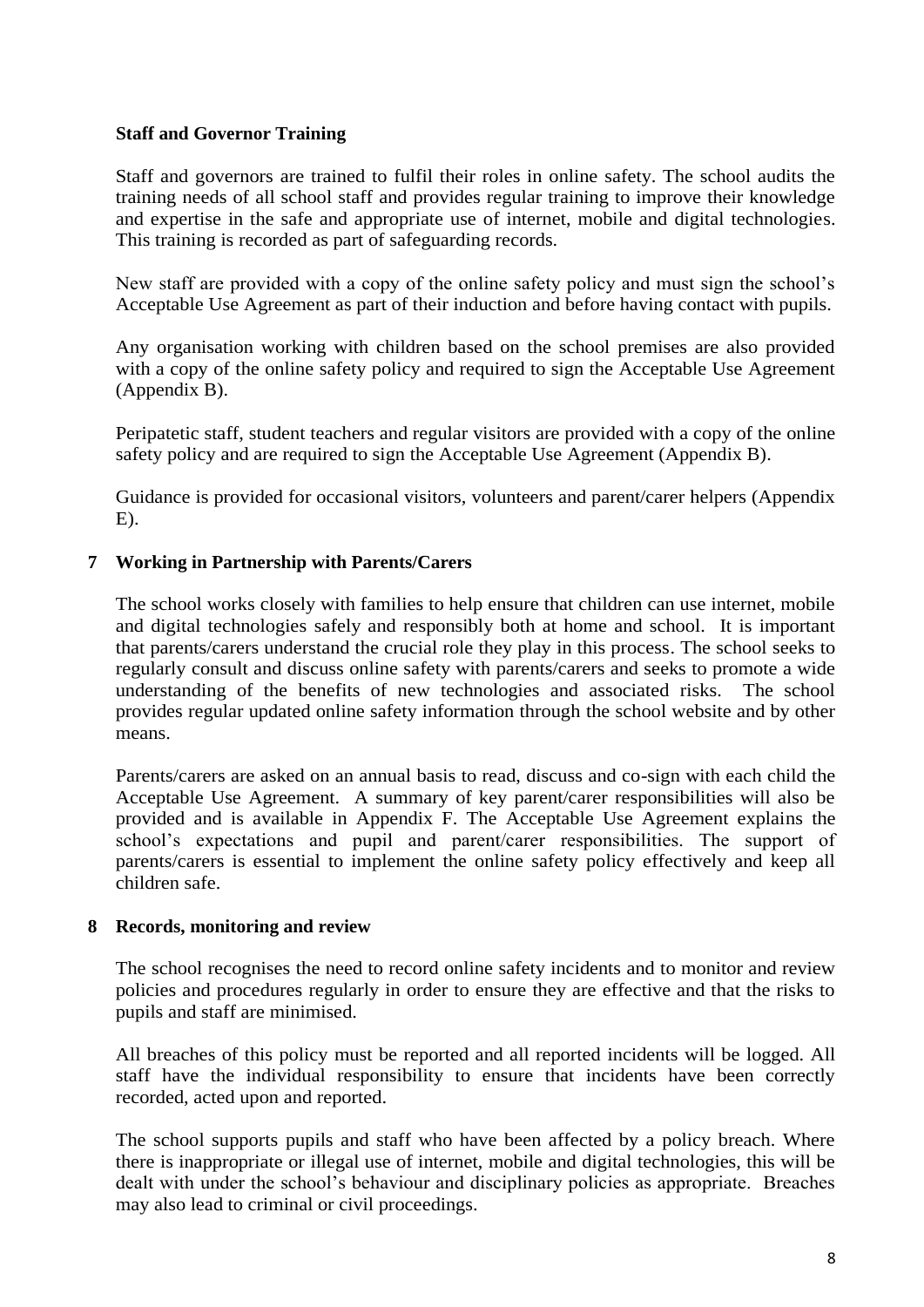### Staff and Governor Training

Staff and governors are trained to fulfil their roles in online safety. The school audits the training needs of all school staff and provides regular training to improve their knowledge and expertise in the safe and appropriate use of internet, mobile and digital technologies. This training is recorded as part of safeguarding records.

New staff are provided with a copy of the online safety policy and must sign the school's Acceptable Use Agreement as part of their induction and before having contact with pupils.

Any organisation working with children based on the school premises are also provided with a copy of the online safety policy and required to sign the Acceptable Use Agreement (Appendix B).

Peripatetic staff, student teachers and regular visitors are provided with a copy of the online safety policy and are required to sign the Acceptable Use Agreement (Appendix B).

Guidance is provided for occasional visitors, volunteers and parent/carer helpers (Appendix E).

## 7 Working in Partnership with Parents/Carers

The school works closely with families to help ensure that children can use internet, mobile and digital technologies safely and responsibly both at home and school. It is important that parents/carers understand the crucial role they play in this process. The school seeks to regularly consult and discuss online safety with parents/carers and seeks to promote a wide understanding of the benefits of new technologies and associated risks. The school provides regular updated online safety information through the school website and by other means.

Parents/carers are asked on an annual basis to read, discuss and co-sign with each child the Acceptable Use Agreement. A summary of key parent/carer responsibilities will also be provided and is available in Appendix F. The Acceptable Use Agreement explains the school's expectations and pupil and parent/carer responsibilities. The support of parents/carers is essential to implement the online safety policy effectively and keep all children safe.

## 8 Records, monitoring and review

The school recognises the need to record online safety incidents and to monitor and review policies and procedures regularly in order to ensure they are effective and that the risks to pupils and staff are minimised.

All breaches of this policy must be reported and all reported incidents will be logged. All staff have the individual responsibility to ensure that incidents have been correctly recorded, acted upon and reported.

The school supports pupils and staff who have been affected by a policy breach. Where there is inappropriate or illegal use of internet, mobile and digital technologies, this will be dealt with under the school's behaviour and disciplinary policies as appropriate. Breaches may also lead to criminal or civil proceedings.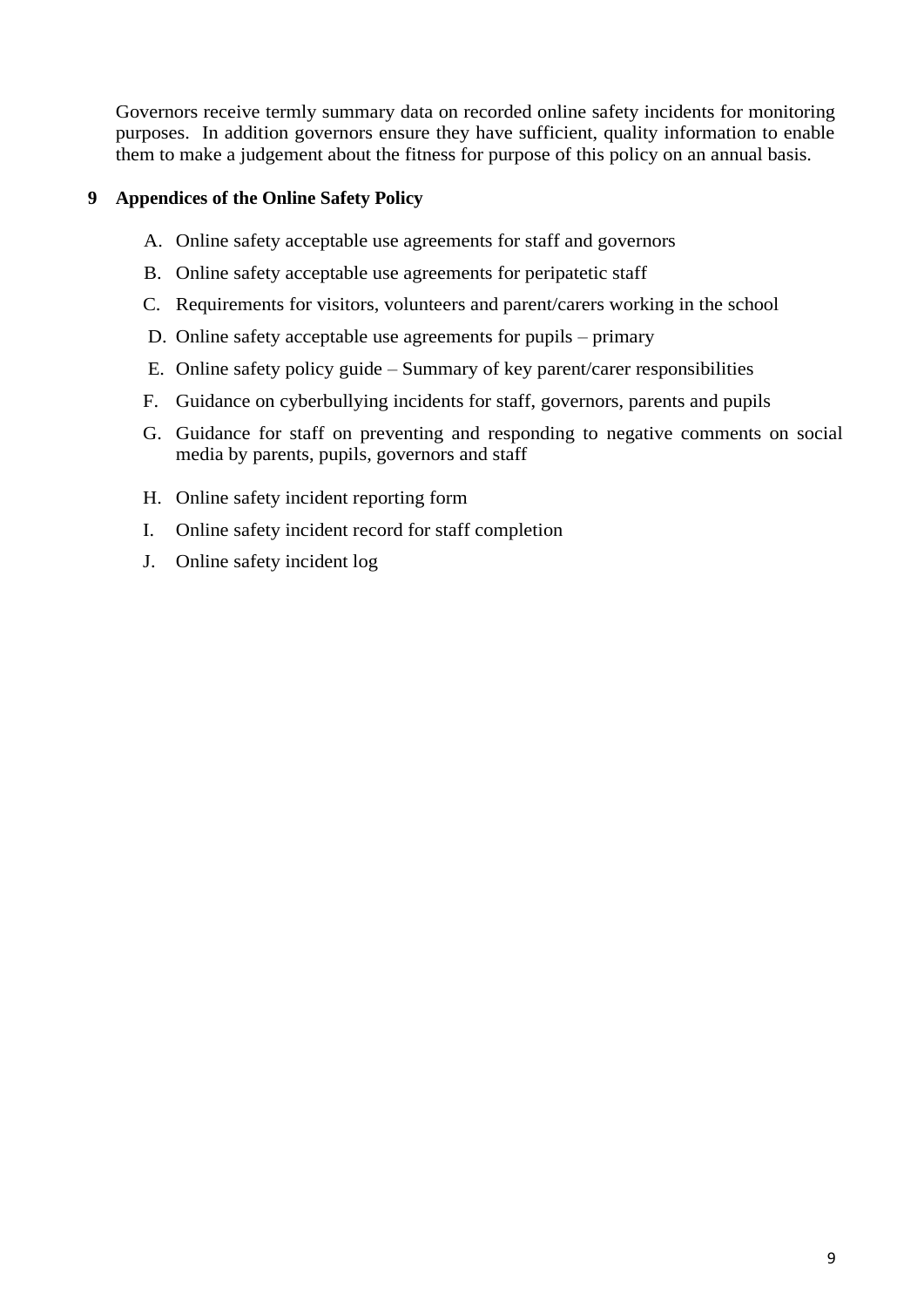Governors receive termly summary data on recorded online safety incidents for monitoring purposes. In addition governors ensure they have sufficient, quality information to enable them to make a judgement about the fitness for purpose of this policy on an annual basis.

## 9 Appendices of the Online Safety Policy

A. Online safety acceptable use agreements for staff and governors

B. Online safety acceptable use agreements for peripatetic staff

C. Requirements for visitors, volunteers and parent/carers working in the school

D. Online safety acceptable use agreements for pupils – primary

E. Online safety policy guide – Summary of key parent/carer responsibilities

F. Guidance on cyberbullying incidents for staff, governors, parents and pupils

G. Guidance for staff on preventing and responding to negative comments on social media by parents, pupils, governors and staff

H. Online safety incident reporting form

I. Online safety incident record for staff completion

J. Online safety incident log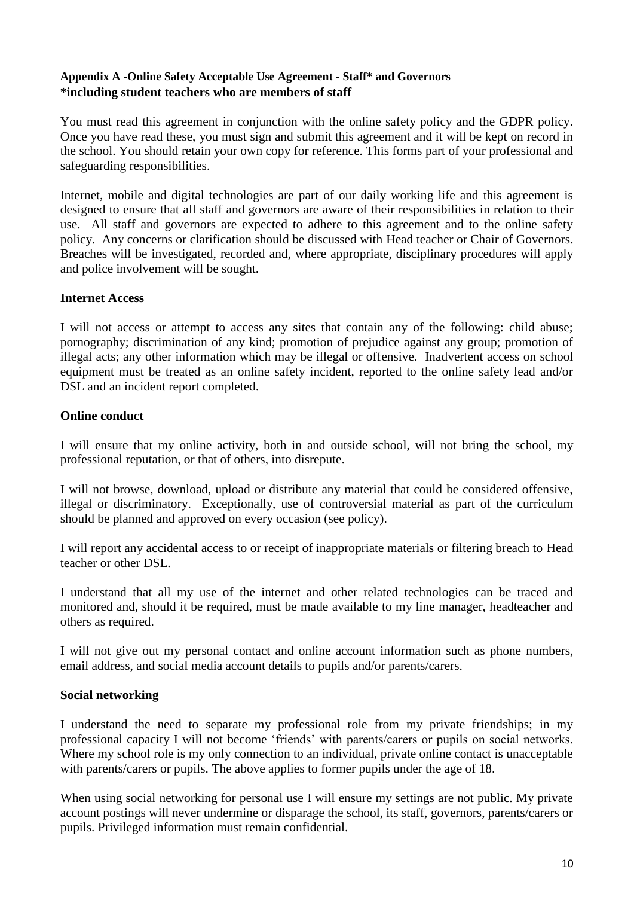### Appendix A -Online Safety Acceptable Use Agreement - Staff* and Governors
**\*including student teachers who are members of staff**

You must read this agreement in conjunction with the online safety policy and the GDPR policy. Once you have read these, you must sign and submit this agreement and it will be kept on record in the school. You should retain your own copy for reference. This forms part of your professional and safeguarding responsibilities.

Internet, mobile and digital technologies are part of our daily working life and this agreement is designed to ensure that all staff and governors are aware of their responsibilities in relation to their use. All staff and governors are expected to adhere to this agreement and to the online safety policy. Any concerns or clarification should be discussed with Head teacher or Chair of Governors. Breaches will be investigated, recorded and, where appropriate, disciplinary procedures will apply and police involvement will be sought.

**Internet Access**

I will not access or attempt to access any sites that contain any of the following: child abuse; pornography; discrimination of any kind; promotion of prejudice against any group; promotion of illegal acts; any other information which may be illegal or offensive. Inadvertent access on school equipment must be treated as an online safety incident, reported to the online safety lead and/or DSL and an incident report completed.

**Online conduct**

I will ensure that my online activity, both in and outside school, will not bring the school, my professional reputation, or that of others, into disrepute.

I will not browse, download, upload or distribute any material that could be considered offensive, illegal or discriminatory. Exceptionally, use of controversial material as part of the curriculum should be planned and approved on every occasion (see policy).

I will report any accidental access to or receipt of inappropriate materials or filtering breach to Head teacher or other DSL.

I understand that all my use of the internet and other related technologies can be traced and monitored and, should it be required, must be made available to my line manager, headteacher and others as required.

I will not give out my personal contact and online account information such as phone numbers, email address, and social media account details to pupils and/or parents/carers.

**Social networking**

I understand the need to separate my professional role from my private friendships; in my professional capacity I will not become 'friends' with parents/carers or pupils on social networks. Where my school role is my only connection to an individual, private online contact is unacceptable with parents/carers or pupils. The above applies to former pupils under the age of 18.

When using social networking for personal use I will ensure my settings are not public. My private account postings will never undermine or disparage the school, its staff, governors, parents/carers or pupils. Privileged information must remain confidential.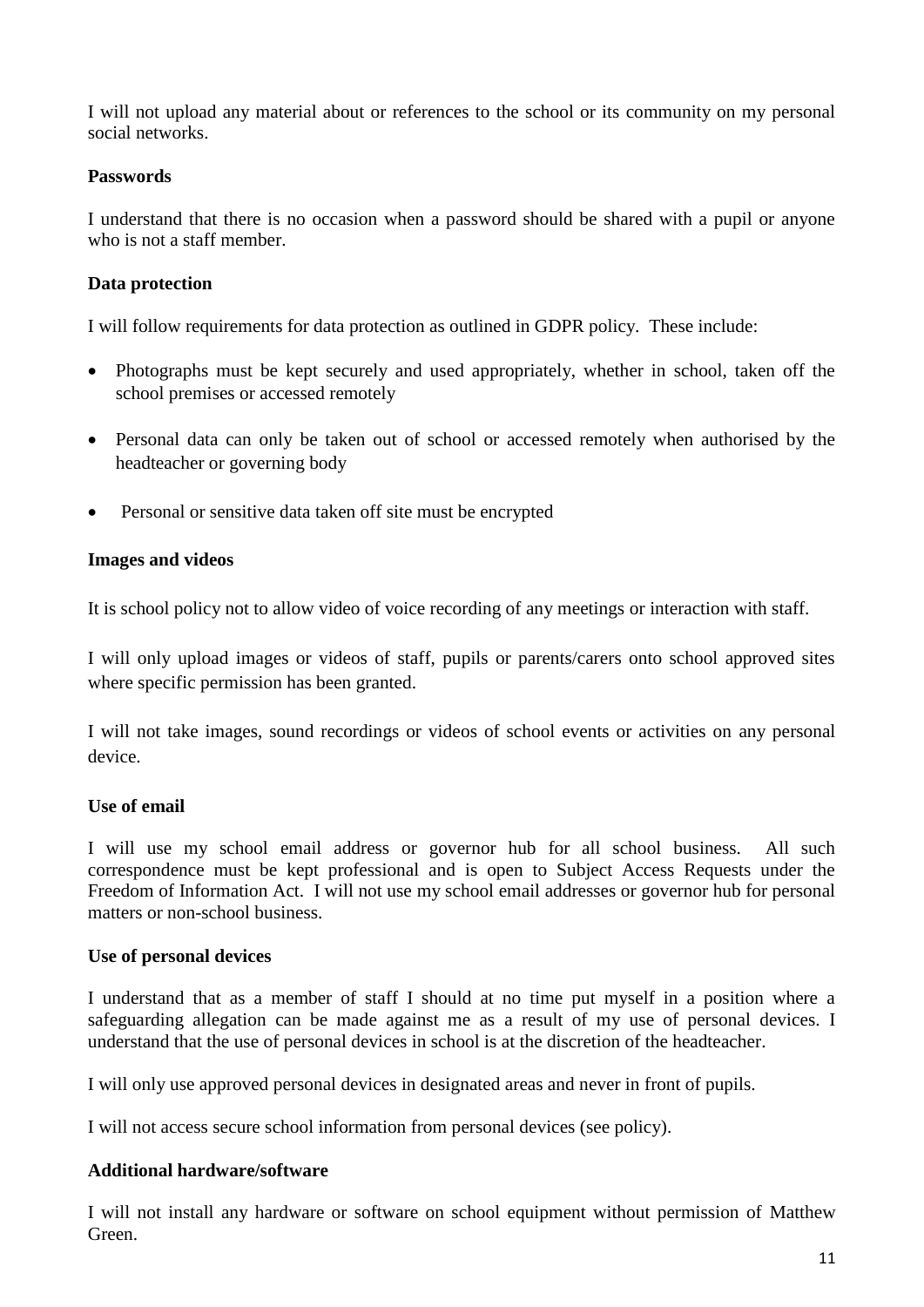I will not upload any material about or references to the school or its community on my personal social networks.

**Passwords**

I understand that there is no occasion when a password should be shared with a pupil or anyone who is not a staff member.

**Data protection**

I will follow requirements for data protection as outlined in GDPR policy. These include:

- Photographs must be kept securely and used appropriately, whether in school, taken off the school premises or accessed remotely
- Personal data can only be taken out of school or accessed remotely when authorised by the headteacher or governing body
- Personal or sensitive data taken off site must be encrypted

**Images and videos**

It is school policy not to allow video of voice recording of any meetings or interaction with staff.

I will only upload images or videos of staff, pupils or parents/carers onto school approved sites where specific permission has been granted.

I will not take images, sound recordings or videos of school events or activities on any personal device.

**Use of email**

I will use my school email address or governor hub for all school business. All such correspondence must be kept professional and is open to Subject Access Requests under the Freedom of Information Act. I will not use my school email addresses or governor hub for personal matters or non-school business.

**Use of personal devices**

I understand that as a member of staff I should at no time put myself in a position where a safeguarding allegation can be made against me as a result of my use of personal devices. I understand that the use of personal devices in school is at the discretion of the headteacher.

I will only use approved personal devices in designated areas and never in front of pupils.

I will not access secure school information from personal devices (see policy).

**Additional hardware/software**

I will not install any hardware or software on school equipment without permission of Matthew Green.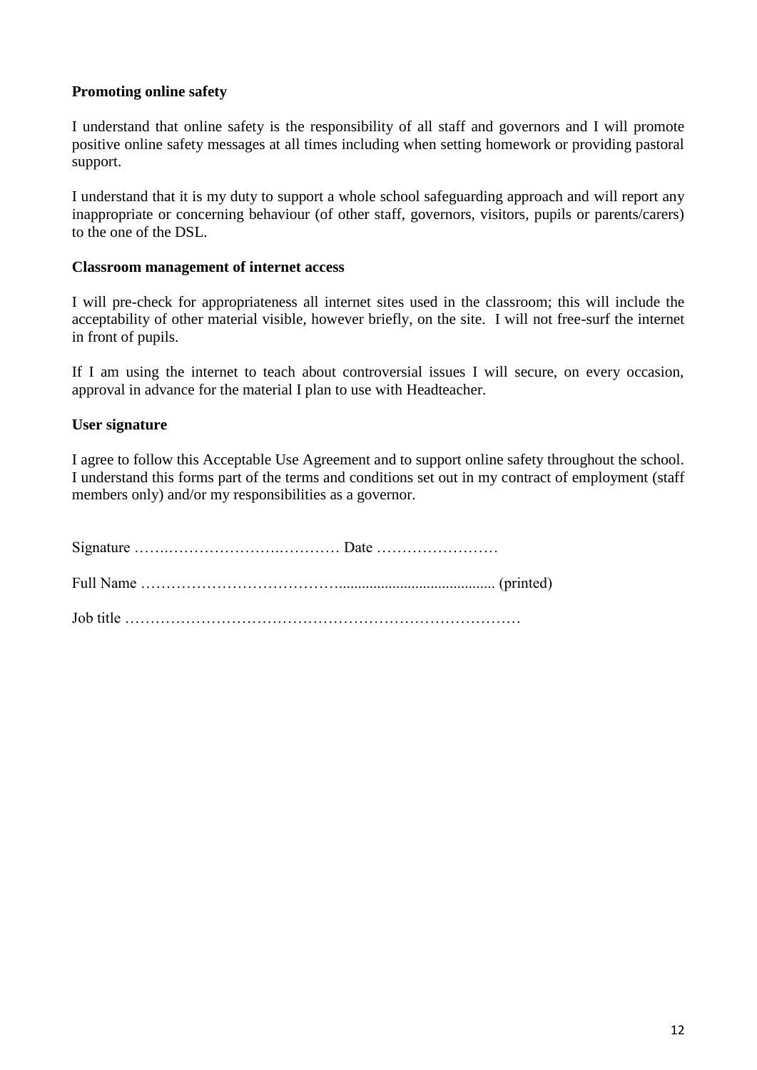**Promoting online safety**

I understand that online safety is the responsibility of all staff and governors and I will promote positive online safety messages at all times including when setting homework or providing pastoral support.

I understand that it is my duty to support a whole school safeguarding approach and will report any inappropriate or concerning behaviour (of other staff, governors, visitors, pupils or parents/carers) to the one of the DSL.

**Classroom management of internet access**

I will pre-check for appropriateness all internet sites used in the classroom; this will include the acceptability of other material visible, however briefly, on the site. I will not free-surf the internet in front of pupils.

If I am using the internet to teach about controversial issues I will secure, on every occasion, approval in advance for the material I plan to use with Headteacher.

**User signature**

I agree to follow this Acceptable Use Agreement and to support online safety throughout the school. I understand this forms part of the terms and conditions set out in my contract of employment (staff members only) and/or my responsibilities as a governor.

Signature ……..……………….………… Date ……………………

Full Name ………………………………….......................................... (printed)

Job title ……………………………………………………………………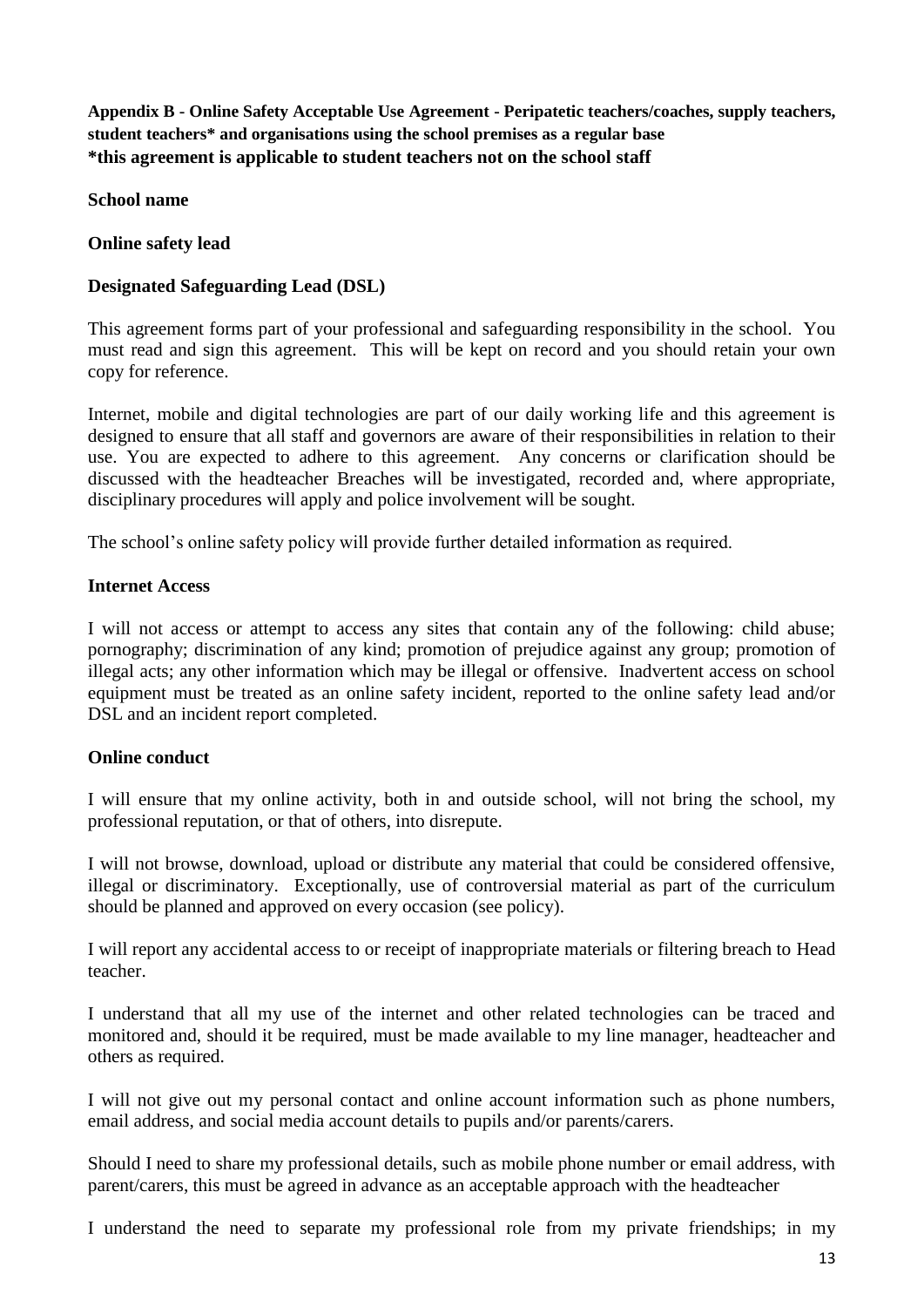**Appendix B - Online Safety Acceptable Use Agreement - Peripatetic teachers/coaches, supply teachers, student teachers* and organisations using the school premises as a regular base**
***this agreement is applicable to student teachers not on the school staff**

**School name**

**Online safety lead**

**Designated Safeguarding Lead (DSL)**

This agreement forms part of your professional and safeguarding responsibility in the school. You must read and sign this agreement. This will be kept on record and you should retain your own copy for reference.

Internet, mobile and digital technologies are part of our daily working life and this agreement is designed to ensure that all staff and governors are aware of their responsibilities in relation to their use. You are expected to adhere to this agreement. Any concerns or clarification should be discussed with the headteacher Breaches will be investigated, recorded and, where appropriate, disciplinary procedures will apply and police involvement will be sought.

The school's online safety policy will provide further detailed information as required.

**Internet Access**

I will not access or attempt to access any sites that contain any of the following: child abuse; pornography; discrimination of any kind; promotion of prejudice against any group; promotion of illegal acts; any other information which may be illegal or offensive. Inadvertent access on school equipment must be treated as an online safety incident, reported to the online safety lead and/or DSL and an incident report completed.

**Online conduct**

I will ensure that my online activity, both in and outside school, will not bring the school, my professional reputation, or that of others, into disrepute.

I will not browse, download, upload or distribute any material that could be considered offensive, illegal or discriminatory. Exceptionally, use of controversial material as part of the curriculum should be planned and approved on every occasion (see policy).

I will report any accidental access to or receipt of inappropriate materials or filtering breach to Head teacher.

I understand that all my use of the internet and other related technologies can be traced and monitored and, should it be required, must be made available to my line manager, headteacher and others as required.

I will not give out my personal contact and online account information such as phone numbers, email address, and social media account details to pupils and/or parents/carers.

Should I need to share my professional details, such as mobile phone number or email address, with parent/carers, this must be agreed in advance as an acceptable approach with the headteacher

I understand the need to separate my professional role from my private friendships; in my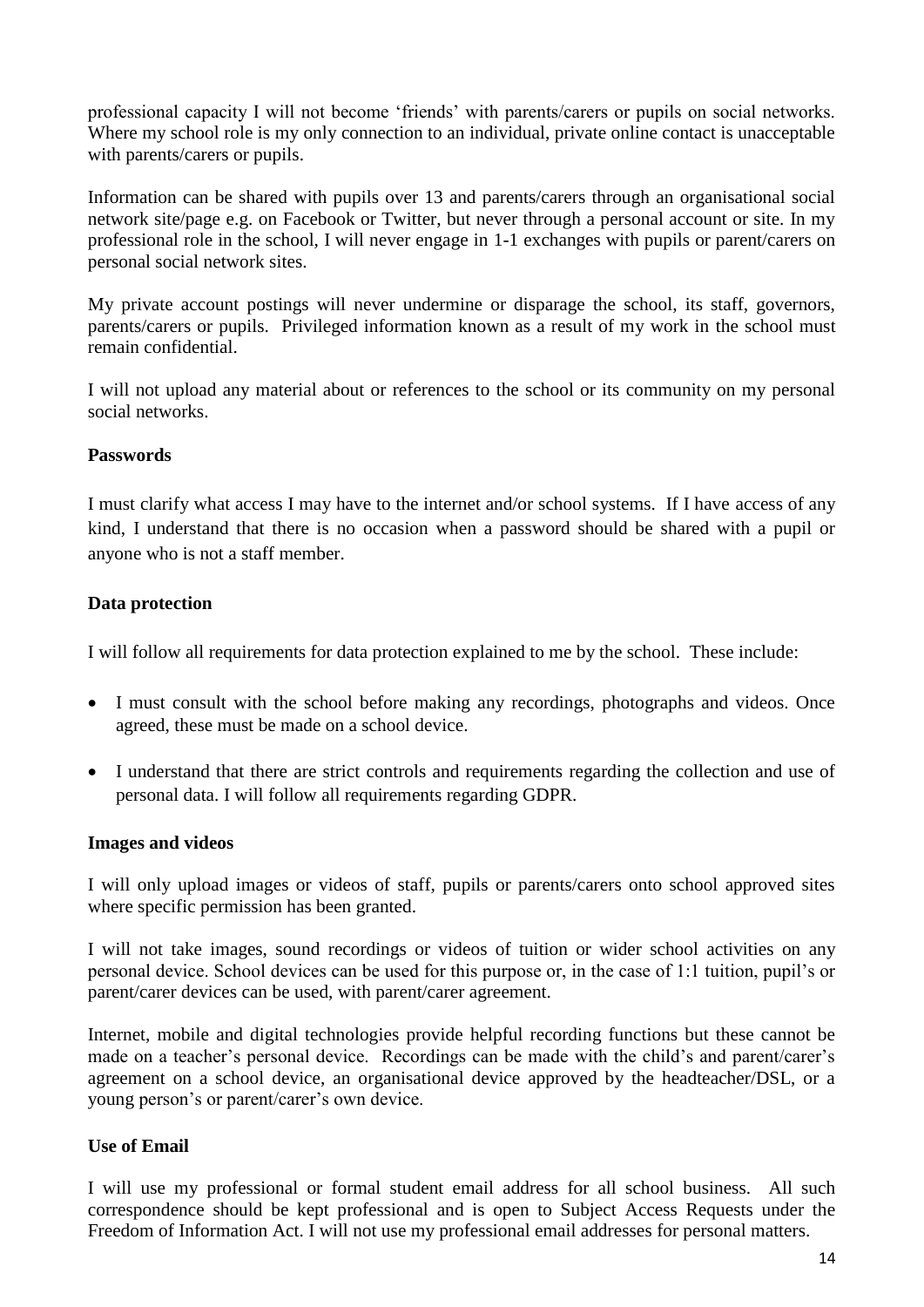professional capacity I will not become 'friends' with parents/carers or pupils on social networks. Where my school role is my only connection to an individual, private online contact is unacceptable with parents/carers or pupils.

Information can be shared with pupils over 13 and parents/carers through an organisational social network site/page e.g. on Facebook or Twitter, but never through a personal account or site. In my professional role in the school, I will never engage in 1-1 exchanges with pupils or parent/carers on personal social network sites.

My private account postings will never undermine or disparage the school, its staff, governors, parents/carers or pupils. Privileged information known as a result of my work in the school must remain confidential.

I will not upload any material about or references to the school or its community on my personal social networks.

**Passwords**

I must clarify what access I may have to the internet and/or school systems. If I have access of any kind, I understand that there is no occasion when a password should be shared with a pupil or anyone who is not a staff member.

**Data protection**

I will follow all requirements for data protection explained to me by the school. These include:

- I must consult with the school before making any recordings, photographs and videos. Once agreed, these must be made on a school device.
- I understand that there are strict controls and requirements regarding the collection and use of personal data. I will follow all requirements regarding GDPR.

**Images and videos**

I will only upload images or videos of staff, pupils or parents/carers onto school approved sites where specific permission has been granted.

I will not take images, sound recordings or videos of tuition or wider school activities on any personal device. School devices can be used for this purpose or, in the case of 1:1 tuition, pupil's or parent/carer devices can be used, with parent/carer agreement.

Internet, mobile and digital technologies provide helpful recording functions but these cannot be made on a teacher's personal device. Recordings can be made with the child's and parent/carer's agreement on a school device, an organisational device approved by the headteacher/DSL, or a young person's or parent/carer's own device.

**Use of Email**

I will use my professional or formal student email address for all school business. All such correspondence should be kept professional and is open to Subject Access Requests under the Freedom of Information Act. I will not use my professional email addresses for personal matters.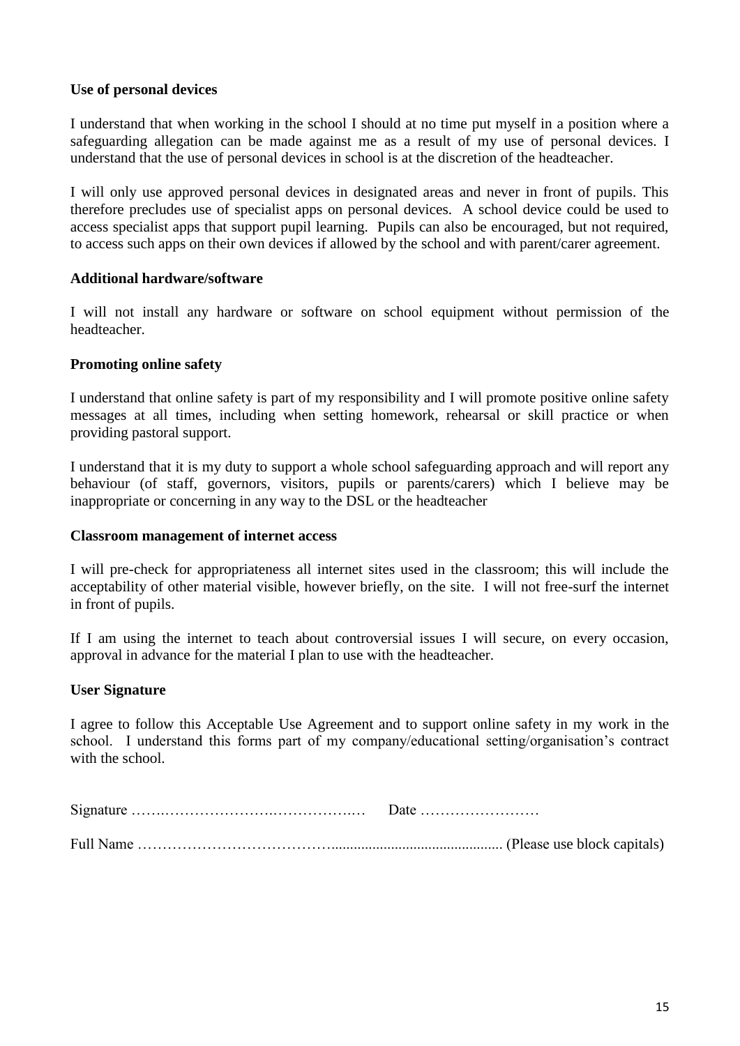### Use of personal devices

I understand that when working in the school I should at no time put myself in a position where a safeguarding allegation can be made against me as a result of my use of personal devices. I understand that the use of personal devices in school is at the discretion of the headteacher.

I will only use approved personal devices in designated areas and never in front of pupils. This therefore precludes use of specialist apps on personal devices. A school device could be used to access specialist apps that support pupil learning. Pupils can also be encouraged, but not required, to access such apps on their own devices if allowed by the school and with parent/carer agreement.

### Additional hardware/software

I will not install any hardware or software on school equipment without permission of the headteacher.

### Promoting online safety

I understand that online safety is part of my responsibility and I will promote positive online safety messages at all times, including when setting homework, rehearsal or skill practice or when providing pastoral support.

I understand that it is my duty to support a whole school safeguarding approach and will report any behaviour (of staff, governors, visitors, pupils or parents/carers) which I believe may be inappropriate or concerning in any way to the DSL or the headteacher

### Classroom management of internet access

I will pre-check for appropriateness all internet sites used in the classroom; this will include the acceptability of other material visible, however briefly, on the site. I will not free-surf the internet in front of pupils.

If I am using the internet to teach about controversial issues I will secure, on every occasion, approval in advance for the material I plan to use with the headteacher.

### User Signature

I agree to follow this Acceptable Use Agreement and to support online safety in my work in the school. I understand this forms part of my company/educational setting/organisation's contract with the school.

Signature ……………………………………………… Date ……………………

Full Name ………………………………………………………………………… (Please use block capitals)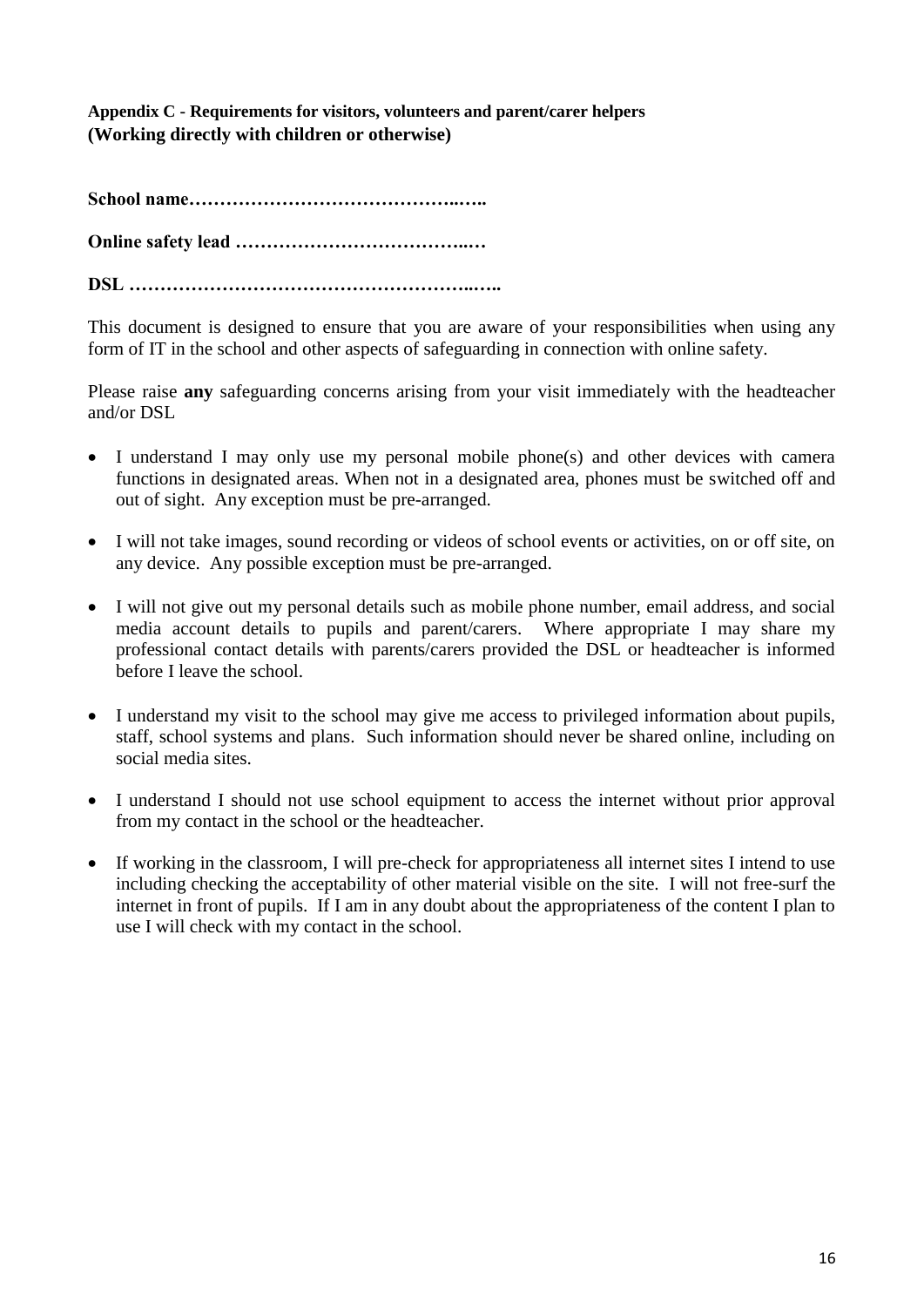**Appendix C - Requirements for visitors, volunteers and parent/carer helpers (Working directly with children or otherwise)**

**School name……………………………………..…..**

**Online safety lead ………………………………..…**

**DSL ………………………………………………..…..**

This document is designed to ensure that you are aware of your responsibilities when using any form of IT in the school and other aspects of safeguarding in connection with online safety.

Please raise **any** safeguarding concerns arising from your visit immediately with the headteacher and/or DSL

- I understand I may only use my personal mobile phone(s) and other devices with camera functions in designated areas. When not in a designated area, phones must be switched off and out of sight. Any exception must be pre-arranged.
- I will not take images, sound recording or videos of school events or activities, on or off site, on any device. Any possible exception must be pre-arranged.
- I will not give out my personal details such as mobile phone number, email address, and social media account details to pupils and parent/carers. Where appropriate I may share my professional contact details with parents/carers provided the DSL or headteacher is informed before I leave the school.
- I understand my visit to the school may give me access to privileged information about pupils, staff, school systems and plans. Such information should never be shared online, including on social media sites.
- I understand I should not use school equipment to access the internet without prior approval from my contact in the school or the headteacher.
- If working in the classroom, I will pre-check for appropriateness all internet sites I intend to use including checking the acceptability of other material visible on the site. I will not free-surf the internet in front of pupils. If I am in any doubt about the appropriateness of the content I plan to use I will check with my contact in the school.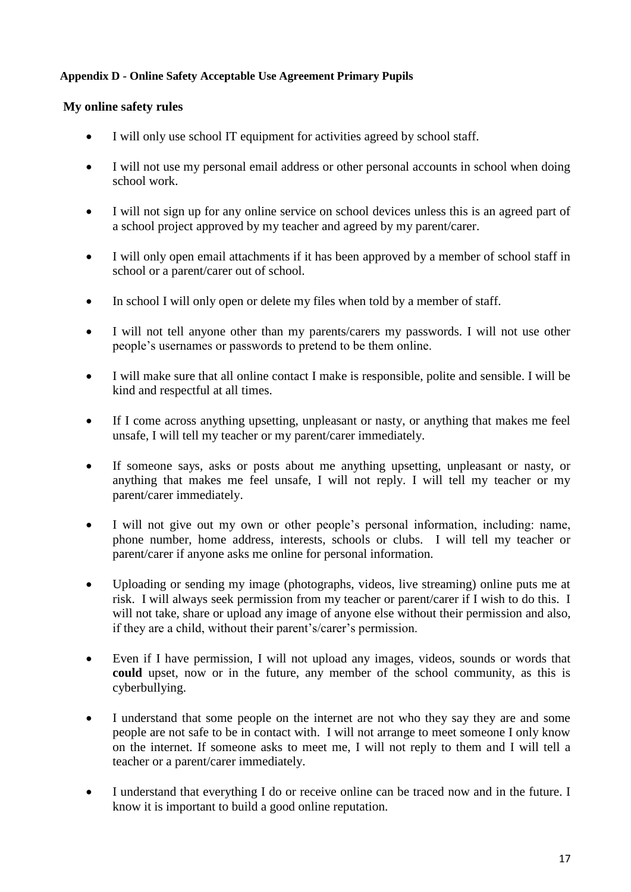**Appendix D - Online Safety Acceptable Use Agreement Primary Pupils**

**My online safety rules**

- I will only use school IT equipment for activities agreed by school staff.
- I will not use my personal email address or other personal accounts in school when doing school work.
- I will not sign up for any online service on school devices unless this is an agreed part of a school project approved by my teacher and agreed by my parent/carer.
- I will only open email attachments if it has been approved by a member of school staff in school or a parent/carer out of school.
- In school I will only open or delete my files when told by a member of staff.
- I will not tell anyone other than my parents/carers my passwords. I will not use other people's usernames or passwords to pretend to be them online.
- I will make sure that all online contact I make is responsible, polite and sensible. I will be kind and respectful at all times.
- If I come across anything upsetting, unpleasant or nasty, or anything that makes me feel unsafe, I will tell my teacher or my parent/carer immediately.
- If someone says, asks or posts about me anything upsetting, unpleasant or nasty, or anything that makes me feel unsafe, I will not reply. I will tell my teacher or my parent/carer immediately.
- I will not give out my own or other people's personal information, including: name, phone number, home address, interests, schools or clubs. I will tell my teacher or parent/carer if anyone asks me online for personal information.
- Uploading or sending my image (photographs, videos, live streaming) online puts me at risk. I will always seek permission from my teacher or parent/carer if I wish to do this. I will not take, share or upload any image of anyone else without their permission and also, if they are a child, without their parent's/carer's permission.
- Even if I have permission, I will not upload any images, videos, sounds or words that **could** upset, now or in the future, any member of the school community, as this is cyberbullying.
- I understand that some people on the internet are not who they say they are and some people are not safe to be in contact with. I will not arrange to meet someone I only know on the internet. If someone asks to meet me, I will not reply to them and I will tell a teacher or a parent/carer immediately.
- I understand that everything I do or receive online can be traced now and in the future. I know it is important to build a good online reputation.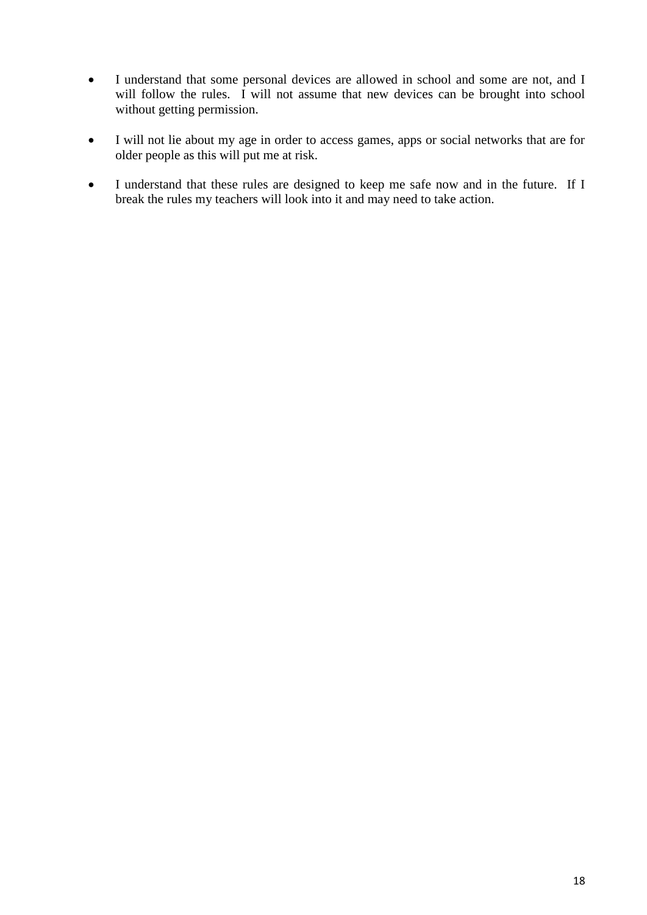- I understand that some personal devices are allowed in school and some are not, and I will follow the rules. I will not assume that new devices can be brought into school without getting permission.

- I will not lie about my age in order to access games, apps or social networks that are for older people as this will put me at risk.

- I understand that these rules are designed to keep me safe now and in the future. If I break the rules my teachers will look into it and may need to take action.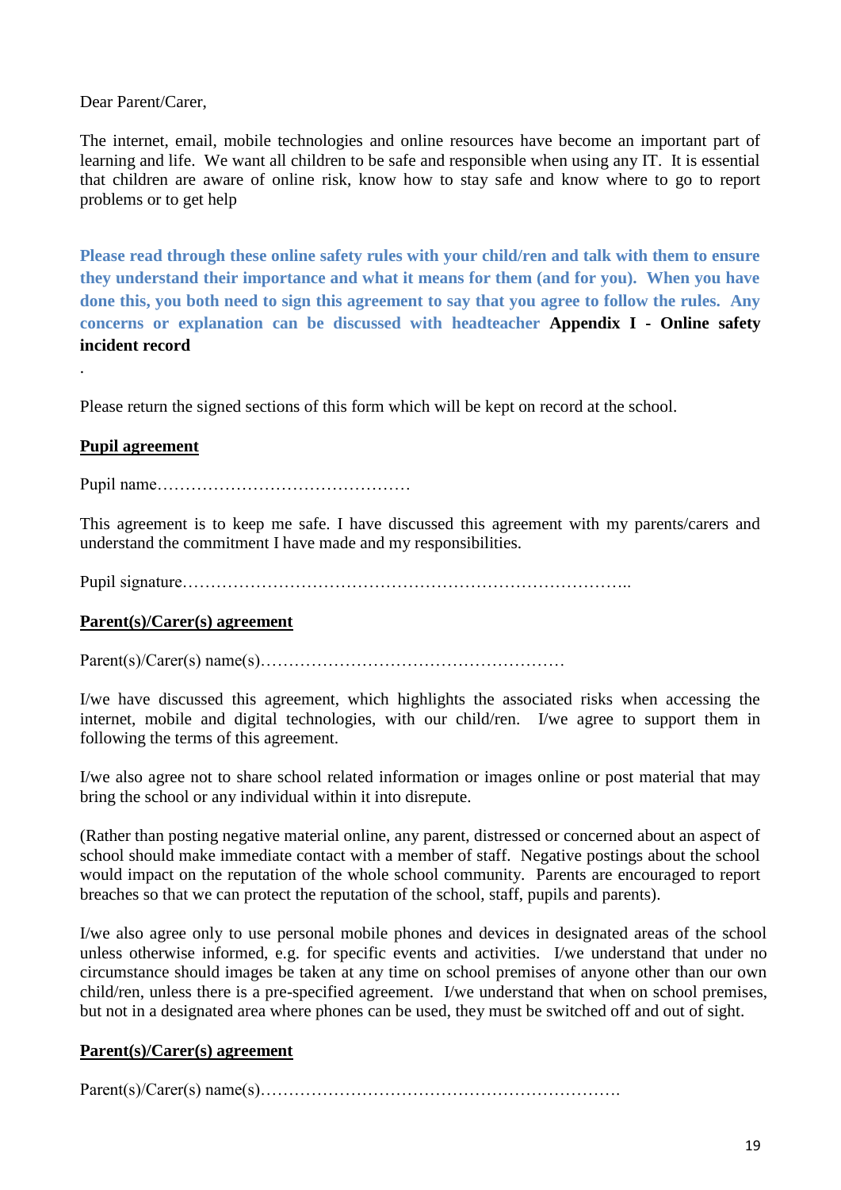Dear Parent/Carer,

The internet, email, mobile technologies and online resources have become an important part of learning and life. We want all children to be safe and responsible when using any IT. It is essential that children are aware of online risk, know how to stay safe and know where to go to report problems or to get help

**Please read through these online safety rules with your child/ren and talk with them to ensure they understand their importance and what it means for them (and for you). When you have done this, you both need to sign this agreement to say that you agree to follow the rules. Any concerns or explanation can be discussed with headteacher Appendix I - Online safety incident record**

.

Please return the signed sections of this form which will be kept on record at the school.

**Pupil agreement**

Pupil name………………………………………

This agreement is to keep me safe. I have discussed this agreement with my parents/carers and understand the commitment I have made and my responsibilities.

Pupil signature………………………………………………………………………..

**Parent(s)/Carer(s) agreement**

Parent(s)/Carer(s) name(s)………………………………………………

I/we have discussed this agreement, which highlights the associated risks when accessing the internet, mobile and digital technologies, with our child/ren. I/we agree to support them in following the terms of this agreement.

I/we also agree not to share school related information or images online or post material that may bring the school or any individual within it into disrepute.

(Rather than posting negative material online, any parent, distressed or concerned about an aspect of school should make immediate contact with a member of staff. Negative postings about the school would impact on the reputation of the whole school community. Parents are encouraged to report breaches so that we can protect the reputation of the school, staff, pupils and parents).

I/we also agree only to use personal mobile phones and devices in designated areas of the school unless otherwise informed, e.g. for specific events and activities. I/we understand that under no circumstance should images be taken at any time on school premises of anyone other than our own child/ren, unless there is a pre-specified agreement. I/we understand that when on school premises, but not in a designated area where phones can be used, they must be switched off and out of sight.

**Parent(s)/Carer(s) agreement**

Parent(s)/Carer(s) name(s)……………………………………………………….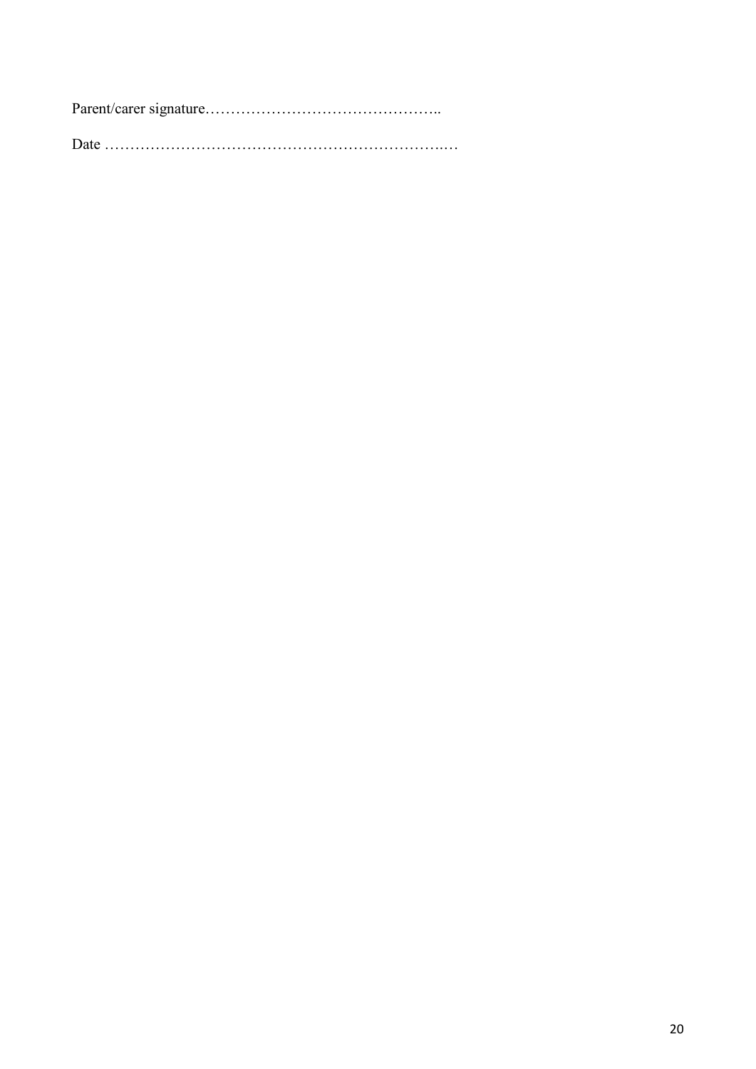Parent/carer signature………………………………………..

Date ……………………………………………………………..…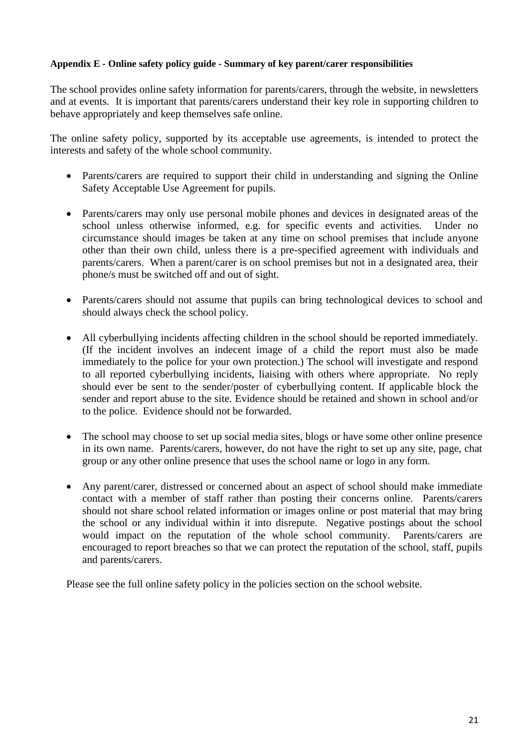**Appendix E - Online safety policy guide - Summary of key parent/carer responsibilities**

The school provides online safety information for parents/carers, through the website, in newsletters and at events. It is important that parents/carers understand their key role in supporting children to behave appropriately and keep themselves safe online.

The online safety policy, supported by its acceptable use agreements, is intended to protect the interests and safety of the whole school community.

- Parents/carers are required to support their child in understanding and signing the Online Safety Acceptable Use Agreement for pupils.
- Parents/carers may only use personal mobile phones and devices in designated areas of the school unless otherwise informed, e.g. for specific events and activities. Under no circumstance should images be taken at any time on school premises that include anyone other than their own child, unless there is a pre-specified agreement with individuals and parents/carers. When a parent/carer is on school premises but not in a designated area, their phone/s must be switched off and out of sight.
- Parents/carers should not assume that pupils can bring technological devices to school and should always check the school policy.
- All cyberbullying incidents affecting children in the school should be reported immediately. (If the incident involves an indecent image of a child the report must also be made immediately to the police for your own protection.) The school will investigate and respond to all reported cyberbullying incidents, liaising with others where appropriate. No reply should ever be sent to the sender/poster of cyberbullying content. If applicable block the sender and report abuse to the site. Evidence should be retained and shown in school and/or to the police. Evidence should not be forwarded.
- The school may choose to set up social media sites, blogs or have some other online presence in its own name. Parents/carers, however, do not have the right to set up any site, page, chat group or any other online presence that uses the school name or logo in any form.
- Any parent/carer, distressed or concerned about an aspect of school should make immediate contact with a member of staff rather than posting their concerns online. Parents/carers should not share school related information or images online or post material that may bring the school or any individual within it into disrepute. Negative postings about the school would impact on the reputation of the whole school community. Parents/carers are encouraged to report breaches so that we can protect the reputation of the school, staff, pupils and parents/carers.

Please see the full online safety policy in the policies section on the school website.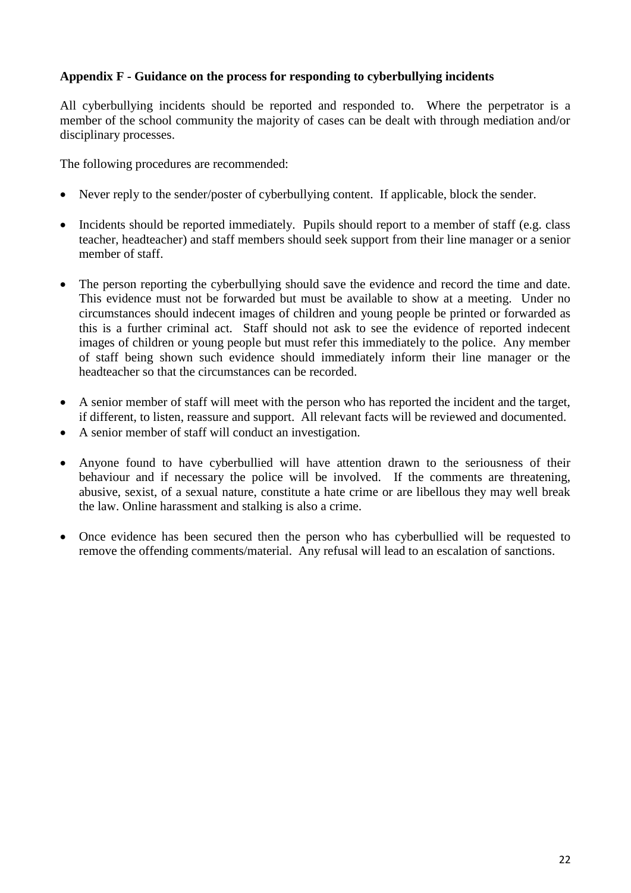**Appendix F - Guidance on the process for responding to cyberbullying incidents**

All cyberbullying incidents should be reported and responded to. Where the perpetrator is a member of the school community the majority of cases can be dealt with through mediation and/or disciplinary processes.

The following procedures are recommended:

- Never reply to the sender/poster of cyberbullying content. If applicable, block the sender.
- Incidents should be reported immediately. Pupils should report to a member of staff (e.g. class teacher, headteacher) and staff members should seek support from their line manager or a senior member of staff.
- The person reporting the cyberbullying should save the evidence and record the time and date. This evidence must not be forwarded but must be available to show at a meeting. Under no circumstances should indecent images of children and young people be printed or forwarded as this is a further criminal act. Staff should not ask to see the evidence of reported indecent images of children or young people but must refer this immediately to the police. Any member of staff being shown such evidence should immediately inform their line manager or the headteacher so that the circumstances can be recorded.
- A senior member of staff will meet with the person who has reported the incident and the target, if different, to listen, reassure and support. All relevant facts will be reviewed and documented.
- A senior member of staff will conduct an investigation.
- Anyone found to have cyberbullied will have attention drawn to the seriousness of their behaviour and if necessary the police will be involved. If the comments are threatening, abusive, sexist, of a sexual nature, constitute a hate crime or are libellous they may well break the law. Online harassment and stalking is also a crime.
- Once evidence has been secured then the person who has cyberbullied will be requested to remove the offending comments/material. Any refusal will lead to an escalation of sanctions.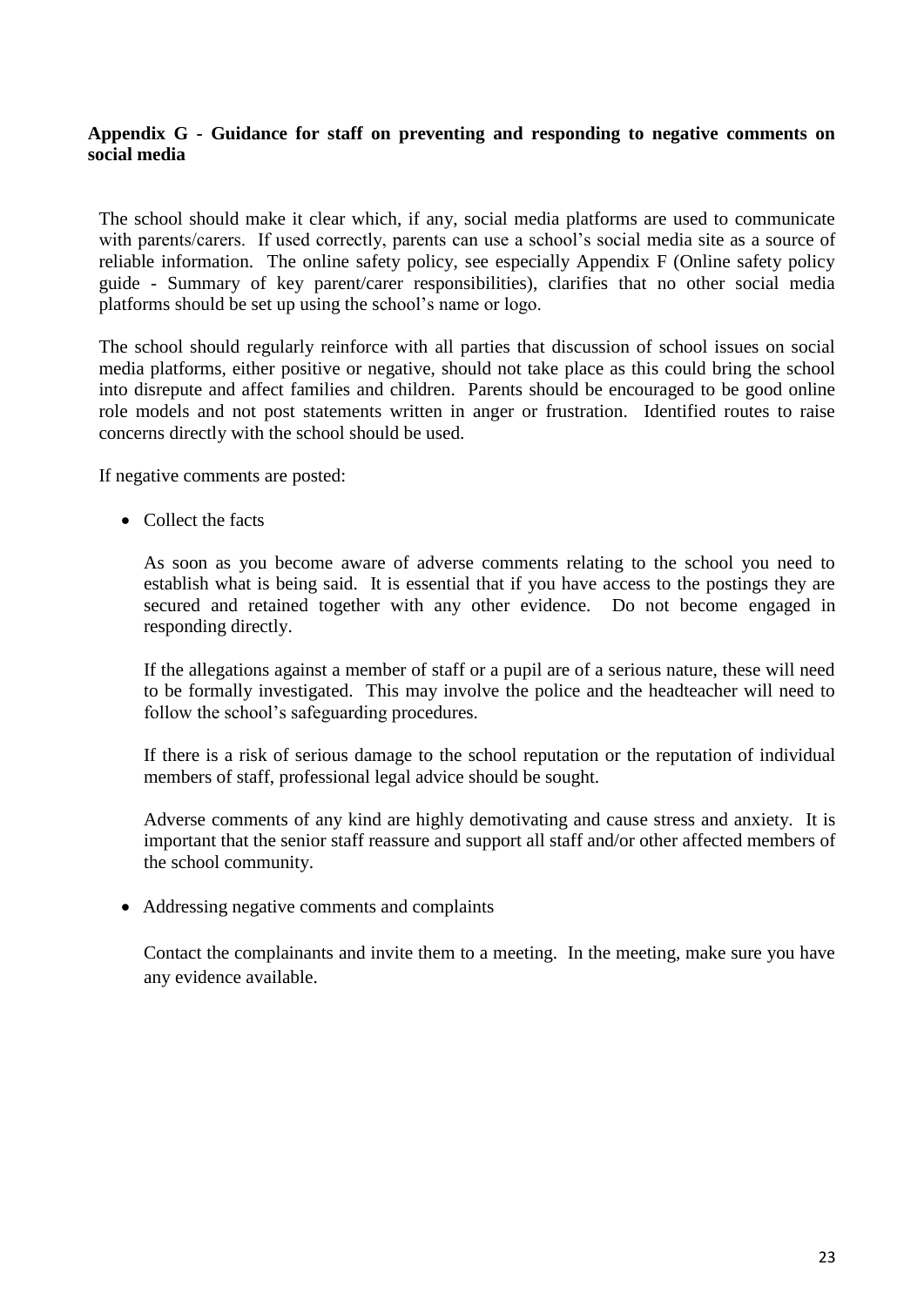**Appendix G - Guidance for staff on preventing and responding to negative comments on social media**

The school should make it clear which, if any, social media platforms are used to communicate with parents/carers. If used correctly, parents can use a school's social media site as a source of reliable information. The online safety policy, see especially Appendix F (Online safety policy guide - Summary of key parent/carer responsibilities), clarifies that no other social media platforms should be set up using the school's name or logo.

The school should regularly reinforce with all parties that discussion of school issues on social media platforms, either positive or negative, should not take place as this could bring the school into disrepute and affect families and children. Parents should be encouraged to be good online role models and not post statements written in anger or frustration. Identified routes to raise concerns directly with the school should be used.

If negative comments are posted:

- Collect the facts

  As soon as you become aware of adverse comments relating to the school you need to establish what is being said. It is essential that if you have access to the postings they are secured and retained together with any other evidence. Do not become engaged in responding directly.

  If the allegations against a member of staff or a pupil are of a serious nature, these will need to be formally investigated. This may involve the police and the headteacher will need to follow the school's safeguarding procedures.

  If there is a risk of serious damage to the school reputation or the reputation of individual members of staff, professional legal advice should be sought.

  Adverse comments of any kind are highly demotivating and cause stress and anxiety. It is important that the senior staff reassure and support all staff and/or other affected members of the school community.

- Addressing negative comments and complaints

  Contact the complainants and invite them to a meeting. In the meeting, make sure you have any evidence available.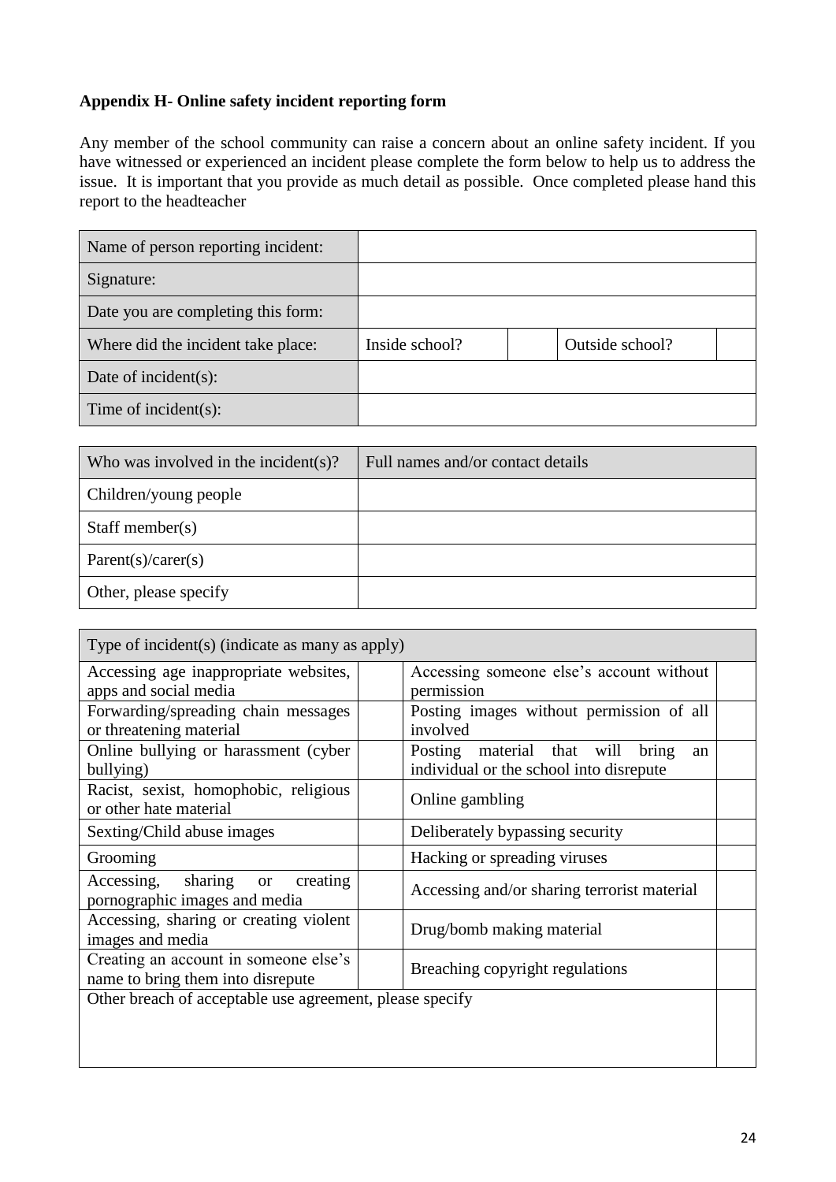### Appendix H- Online safety incident reporting form

Any member of the school community can raise a concern about an online safety incident. If you have witnessed or experienced an incident please complete the form below to help us to address the issue. It is important that you provide as much detail as possible. Once completed please hand this report to the headteacher

| Name of person reporting incident: | | | | |
|---|---|---|---|---|
| Signature: | | | | |
| Date you are completing this form: | | | | |
| Where did the incident take place: | Inside school? | | Outside school? | |
| Date of incident(s): | | | | |
| Time of incident(s): | | | | |

| Who was involved in the incident(s)? | Full names and/or contact details |
|---|---|
| Children/young people | |
| Staff member(s) | |
| Parent(s)/carer(s) | |
| Other, please specify | |

| Type of incident(s) (indicate as many as apply) | | | |
|---|---|---|---|
| Accessing age inappropriate websites, apps and social media | | Accessing someone else's account without permission | |
| Forwarding/spreading chain messages or threatening material | | Posting images without permission of all involved | |
| Online bullying or harassment (cyber bullying) | | Posting material that will bring an individual or the school into disrepute | |
| Racist, sexist, homophobic, religious or other hate material | | Online gambling | |
| Sexting/Child abuse images | | Deliberately bypassing security | |
| Grooming | | Hacking or spreading viruses | |
| Accessing, sharing or creating pornographic images and media | | Accessing and/or sharing terrorist material | |
| Accessing, sharing or creating violent images and media | | Drug/bomb making material | |
| Creating an account in someone else's name to bring them into disrepute | | Breaching copyright regulations | |
| Other breach of acceptable use agreement, please specify | | | |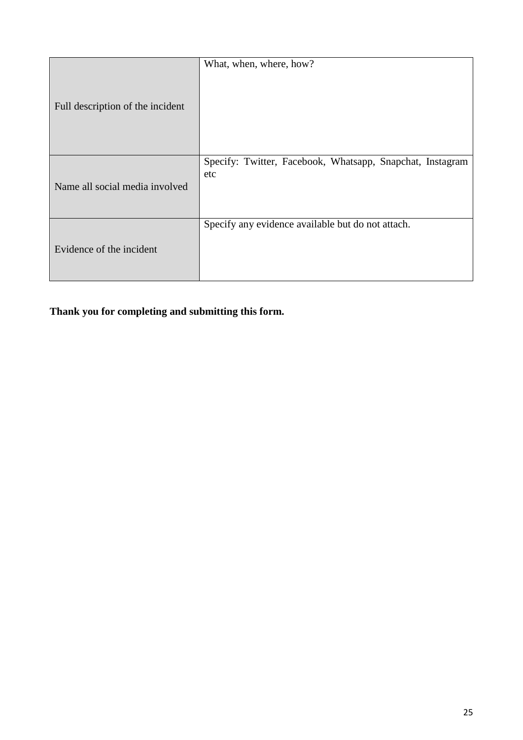| | |
|---|---|
| Full description of the incident | What, when, where, how? |
| Name all social media involved | Specify: Twitter, Facebook, Whatsapp, Snapchat, Instagram etc |
| Evidence of the incident | Specify any evidence available but do not attach. |

**Thank you for completing and submitting this form.**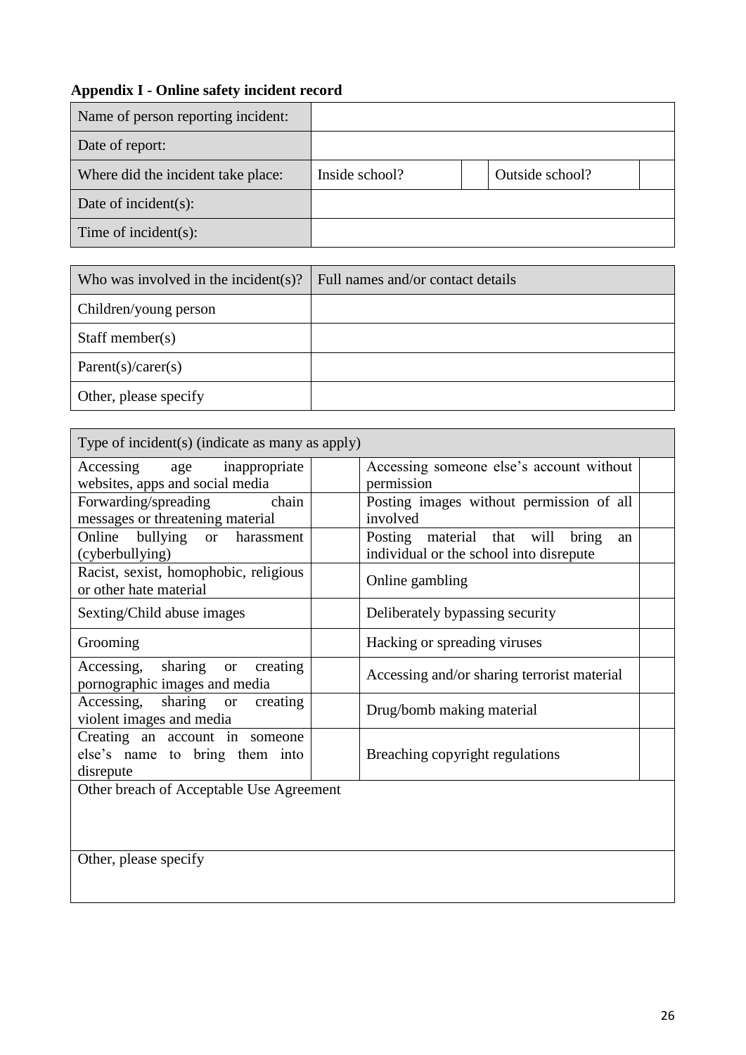**Appendix I - Online safety incident record**

| Name of person reporting incident: | | | | |
|---|---|---|---|---|
| Date of report: | | | | |
| Where did the incident take place: | Inside school? | | Outside school? | |
| Date of incident(s): | | | | |
| Time of incident(s): | | | | |

| Who was involved in the incident(s)? | Full names and/or contact details |
|---|---|
| Children/young person | |
| Staff member(s) | |
| Parent(s)/carer(s) | |
| Other, please specify | |

| Type of incident(s) (indicate as many as apply) | | | |
|---|---|---|---|
| Accessing age inappropriate websites, apps and social media | | Accessing someone else's account without permission | |
| Forwarding/spreading chain messages or threatening material | | Posting images without permission of all involved | |
| Online bullying or harassment (cyberbullying) | | Posting material that will bring an individual or the school into disrepute | |
| Racist, sexist, homophobic, religious or other hate material | | Online gambling | |
| Sexting/Child abuse images | | Deliberately bypassing security | |
| Grooming | | Hacking or spreading viruses | |
| Accessing, sharing or creating pornographic images and media | | Accessing and/or sharing terrorist material | |
| Accessing, sharing or creating violent images and media | | Drug/bomb making material | |
| Creating an account in someone else's name to bring them into disrepute | | Breaching copyright regulations | |
| Other breach of Acceptable Use Agreement | | | |
| Other, please specify | | | |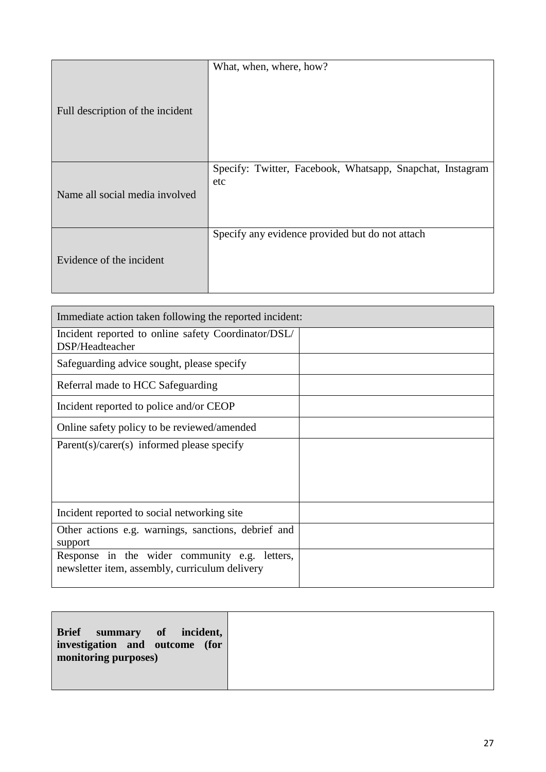| Full description of the incident | What, when, where, how? |
|---|---|
| Name all social media involved | Specify: Twitter, Facebook, Whatsapp, Snapchat, Instagram etc |
| Evidence of the incident | Specify any evidence provided but do not attach |

| Immediate action taken following the reported incident: | |
|---|---|
| Incident reported to online safety Coordinator/DSL/ DSP/Headteacher | |
| Safeguarding advice sought, please specify | |
| Referral made to HCC Safeguarding | |
| Incident reported to police and/or CEOP | |
| Online safety policy to be reviewed/amended | |
| Parent(s)/carer(s) informed please specify | |
| Incident reported to social networking site | |
| Other actions e.g. warnings, sanctions, debrief and support | |
| Response in the wider community e.g. letters, newsletter item, assembly, curriculum delivery | |

| **Brief summary of incident, investigation and outcome (for monitoring purposes)** | |
|---|---|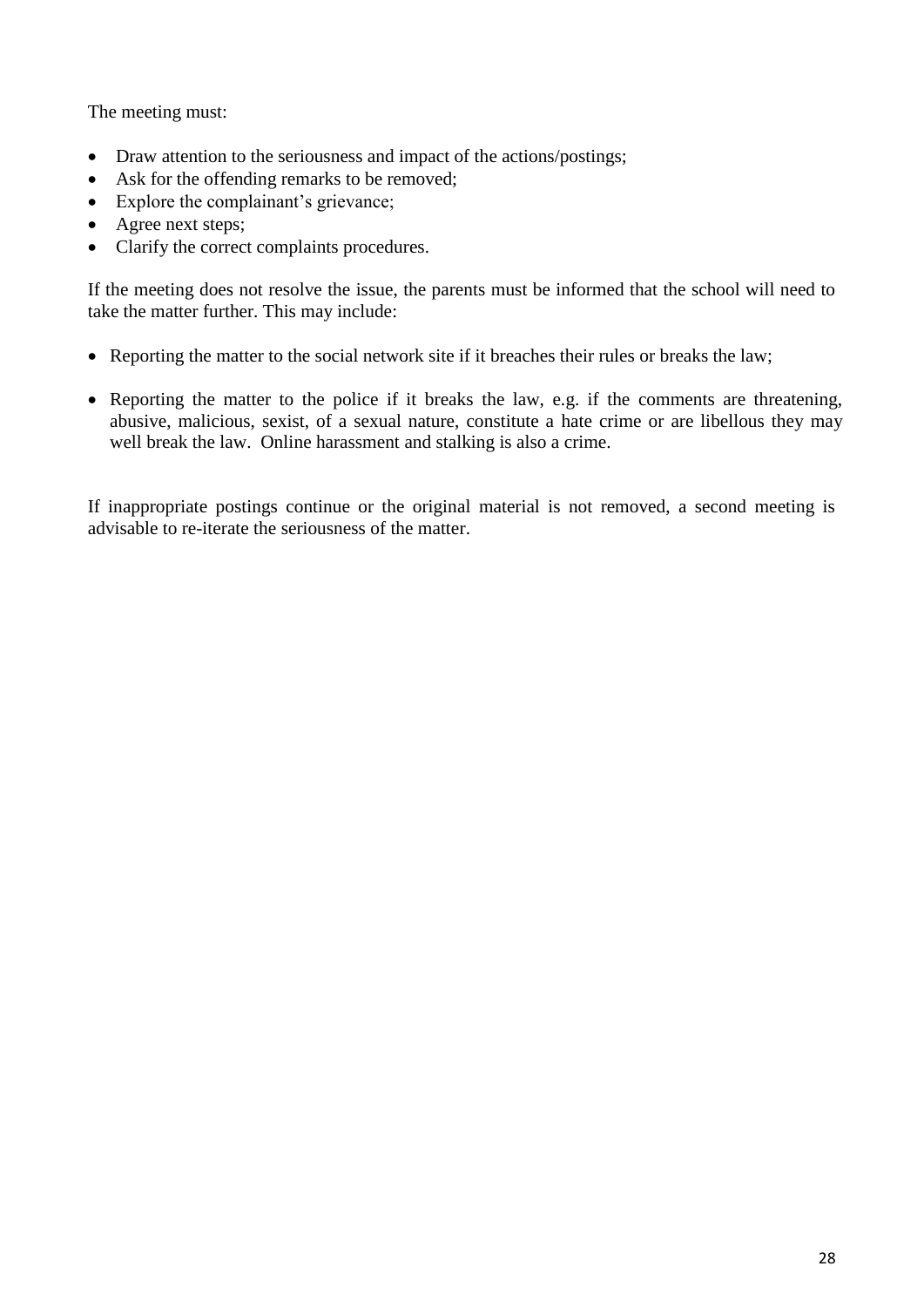The meeting must:

- Draw attention to the seriousness and impact of the actions/postings;
- Ask for the offending remarks to be removed;
- Explore the complainant's grievance;
- Agree next steps;
- Clarify the correct complaints procedures.

If the meeting does not resolve the issue, the parents must be informed that the school will need to take the matter further. This may include:

- Reporting the matter to the social network site if it breaches their rules or breaks the law;
- Reporting the matter to the police if it breaks the law, e.g. if the comments are threatening, abusive, malicious, sexist, of a sexual nature, constitute a hate crime or are libellous they may well break the law. Online harassment and stalking is also a crime.

If inappropriate postings continue or the original material is not removed, a second meeting is advisable to re-iterate the seriousness of the matter.